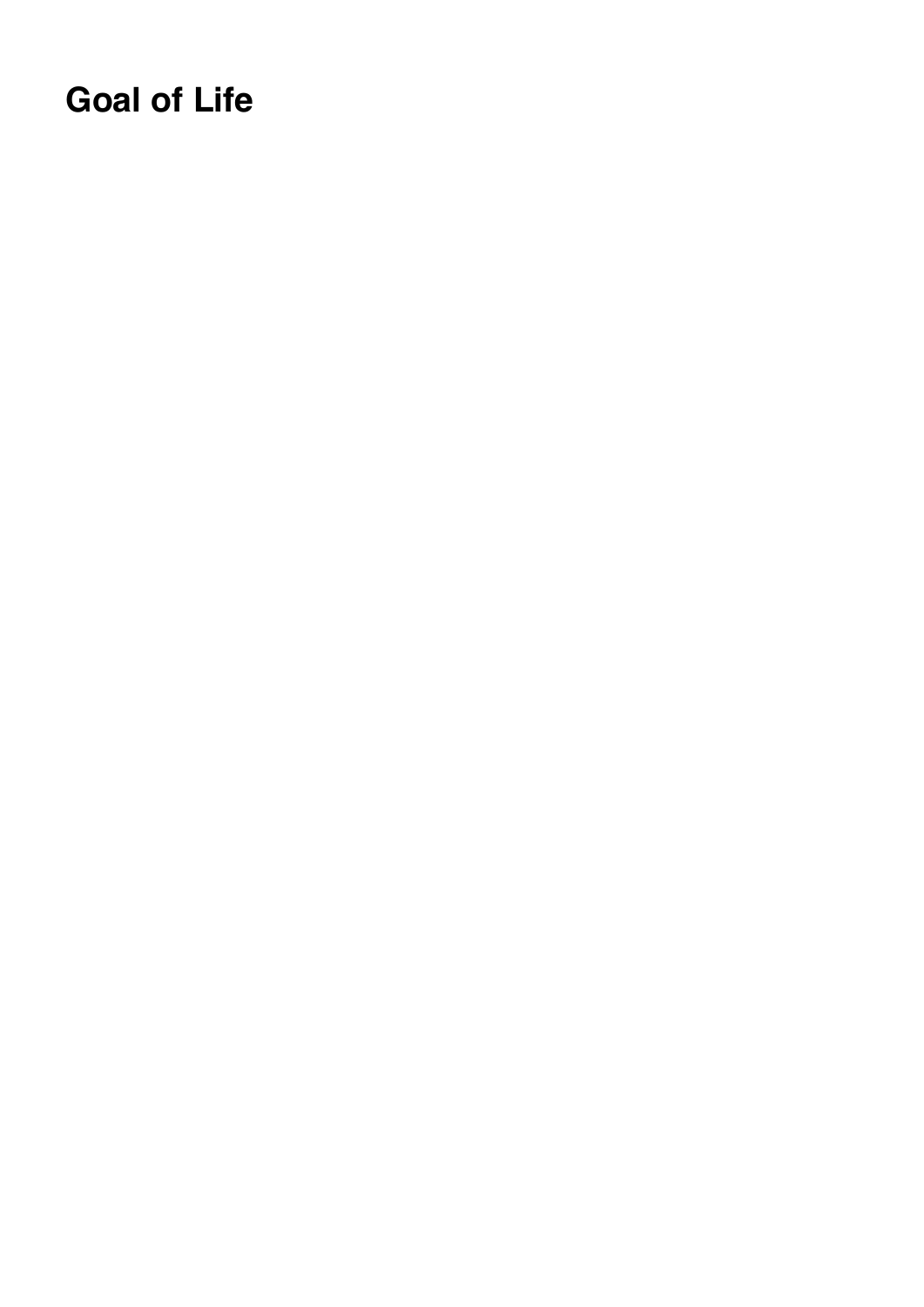# Goal of Life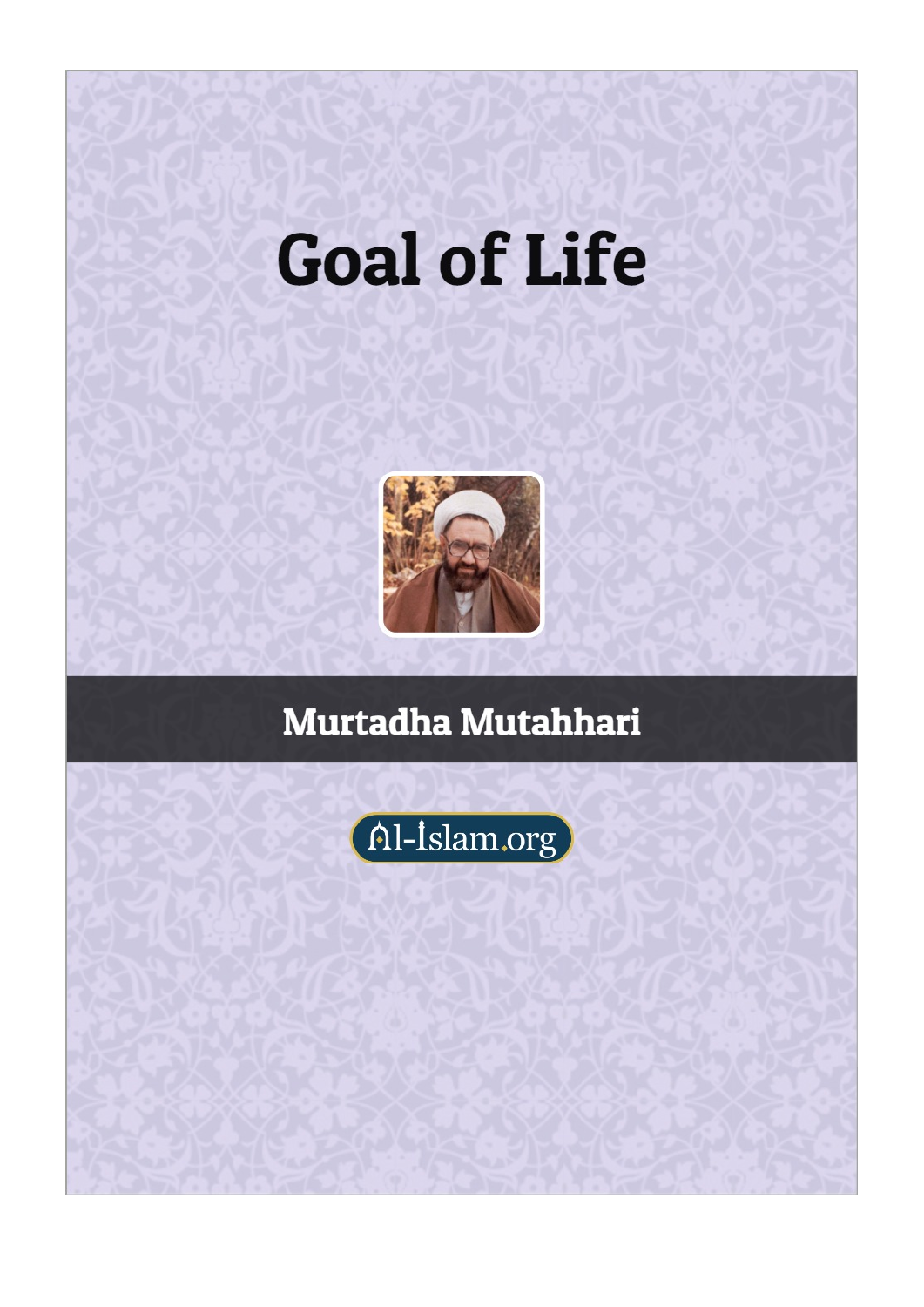# Goal of Life

**Murtadha Mutahhari**

Al-Islam.org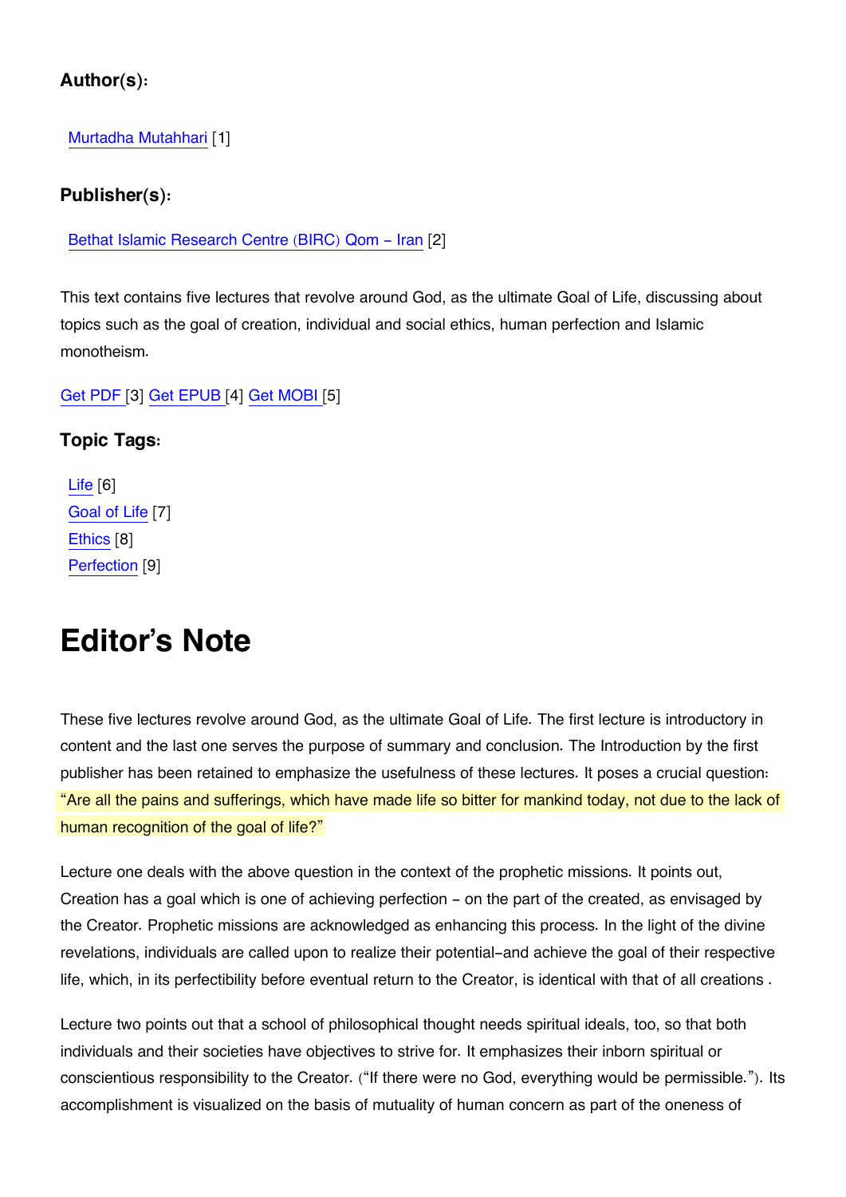**Author(s):**

[Murtadha Mutahhari](#) [1]

**Publisher(s):**

[Bethat Islamic Research Centre (BIRC) Qom - Iran](#) [2]

This text contains five lectures that revolve around God, as the ultimate Goal of Life, discussing about topics such as the goal of creation, individual and social ethics, human perfection and Islamic monotheism.

Get PDF [3] Get EPUB [4] Get MOBI [5]

**Topic Tags:**

Life [6]
Goal of Life [7]
Ethics [8]
Perfection [9]

# Editor's Note

These five lectures revolve around God, as the ultimate Goal of Life. The first lecture is introductory in content and the last one serves the purpose of summary and conclusion. The Introduction by the first publisher has been retained to emphasize the usefulness of these lectures. It poses a crucial question: "Are all the pains and sufferings, which have made life so bitter for mankind today, not due to the lack of human recognition of the goal of life?"

Lecture one deals with the above question in the context of the prophetic missions. It points out, Creation has a goal which is one of achieving perfection - on the part of the created, as envisaged by the Creator. Prophetic missions are acknowledged as enhancing this process. In the light of the divine revelations, individuals are called upon to realize their potential-and achieve the goal of their respective life, which, in its perfectibility before eventual return to the Creator, is identical with that of all creations .

Lecture two points out that a school of philosophical thought needs spiritual ideals, too, so that both individuals and their societies have objectives to strive for. It emphasizes their inborn spiritual or conscientious responsibility to the Creator. ("If there were no God, everything would be permissible."). Its accomplishment is visualized on the basis of mutuality of human concern as part of the oneness of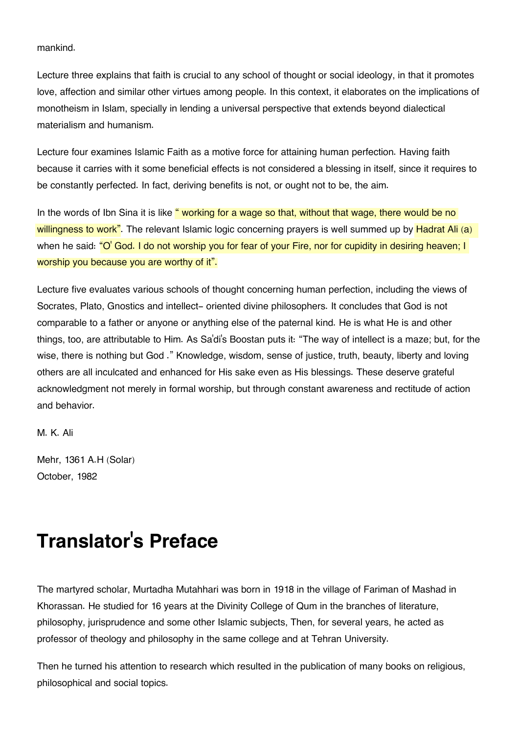mankind.

Lecture three explains that faith is crucial to any school of thought or social ideology, in that it promotes love, affection and similar other virtues among people. In this context, it elaborates on the implications of monotheism in Islam, specially in lending a universal perspective that extends beyond dialectical materialism and humanism.

Lecture four examines Islamic Faith as a motive force for attaining human perfection. Having faith because it carries with it some beneficial effects is not considered a blessing in itself, since it requires to be constantly perfected. In fact, deriving benefits is not, or ought not to be, the aim.

In the words of Ibn Sina it is like " working for a wage so that, without that wage, there would be no willingness to work". The relevant Islamic logic concerning prayers is well summed up by Hadrat Ali (a) when he said: "O' God. I do not worship you for fear of your Fire, nor for cupidity in desiring heaven; I worship you because you are worthy of it".

Lecture five evaluates various schools of thought concerning human perfection, including the views of Socrates, Plato, Gnostics and intellect- oriented divine philosophers. It concludes that God is not comparable to a father or anyone or anything else of the paternal kind. He is what He is and other things, too, are attributable to Him. As Sa'di's Boostan puts it: "The way of intellect is a maze; but, for the wise, there is nothing but God ." Knowledge, wisdom, sense of justice, truth, beauty, liberty and loving others are all inculcated and enhanced for His sake even as His blessings. These deserve grateful acknowledgment not merely in formal worship, but through constant awareness and rectitude of action and behavior.

M. K. Ali

Mehr, 1361 A.H (Solar)
October, 1982

# Translator's Preface

The martyred scholar, Murtadha Mutahhari was born in 1918 in the village of Fariman of Mashad in Khorassan. He studied for 16 years at the Divinity College of Qum in the branches of literature, philosophy, jurisprudence and some other Islamic subjects, Then, for several years, he acted as professor of theology and philosophy in the same college and at Tehran University.

Then he turned his attention to research which resulted in the publication of many books on religious, philosophical and social topics.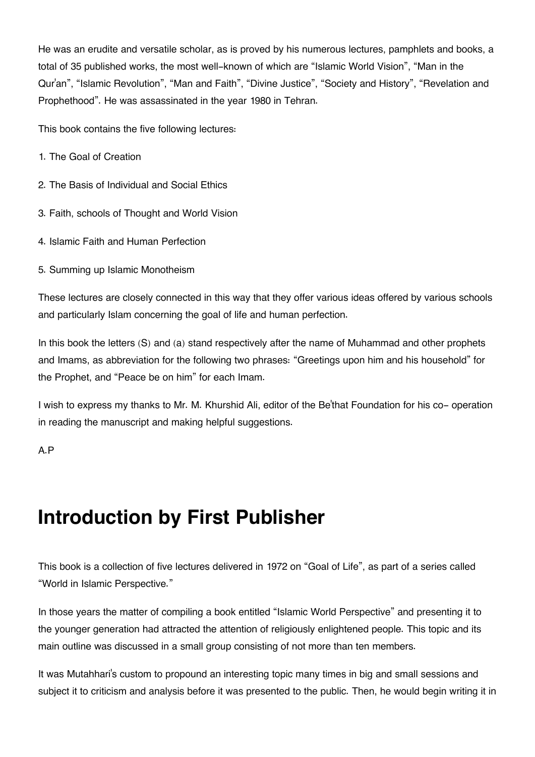He was an erudite and versatile scholar, as is proved by his numerous lectures, pamphlets and books, a total of 35 published works, the most well-known of which are “Islamic World Vision”, “Man in the Qur'an”, “Islamic Revolution”, “Man and Faith”, “Divine Justice”, “Society and History”, “Revelation and Prophethood”. He was assassinated in the year 1980 in Tehran.

This book contains the five following lectures:

1. The Goal of Creation
2. The Basis of Individual and Social Ethics
3. Faith, schools of Thought and World Vision
4. Islamic Faith and Human Perfection
5. Summing up Islamic Monotheism

These lectures are closely connected in this way that they offer various ideas offered by various schools and particularly Islam concerning the goal of life and human perfection.

In this book the letters (S) and (a) stand respectively after the name of Muhammad and other prophets and Imams, as abbreviation for the following two phrases: “Greetings upon him and his household” for the Prophet, and “Peace be on him” for each Imam.

I wish to express my thanks to Mr. M. Khurshid Ali, editor of the Be'that Foundation for his co- operation in reading the manuscript and making helpful suggestions.

A.P

## Introduction by First Publisher

This book is a collection of five lectures delivered in 1972 on “Goal of Life”, as part of a series called “World in Islamic Perspective.”

In those years the matter of compiling a book entitled “Islamic World Perspective” and presenting it to the younger generation had attracted the attention of religiously enlightened people. This topic and its main outline was discussed in a small group consisting of not more than ten members.

It was Mutahhari's custom to propound an interesting topic many times in big and small sessions and subject it to criticism and analysis before it was presented to the public. Then, he would begin writing it in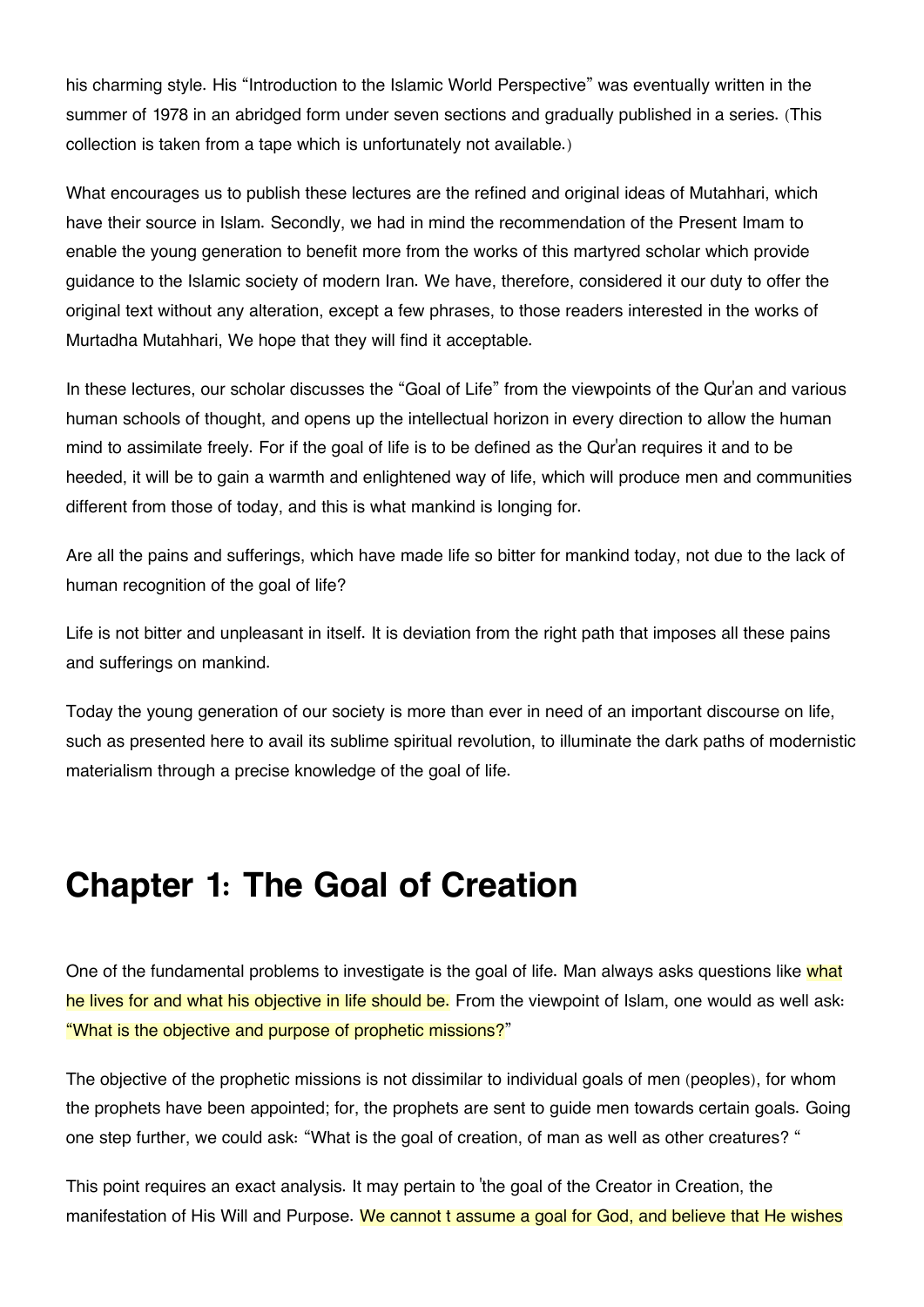his charming style. His “Introduction to the Islamic World Perspective” was eventually written in the summer of 1978 in an abridged form under seven sections and gradually published in a series. (This collection is taken from a tape which is unfortunately not available.)

What encourages us to publish these lectures are the refined and original ideas of Mutahhari, which have their source in Islam. Secondly, we had in mind the recommendation of the Present Imam to enable the young generation to benefit more from the works of this martyred scholar which provide guidance to the Islamic society of modern Iran. We have, therefore, considered it our duty to offer the original text without any alteration, except a few phrases, to those readers interested in the works of Murtadha Mutahhari, We hope that they will find it acceptable.

In these lectures, our scholar discusses the “Goal of Life” from the viewpoints of the Qur'an and various human schools of thought, and opens up the intellectual horizon in every direction to allow the human mind to assimilate freely. For if the goal of life is to be defined as the Qur'an requires it and to be heeded, it will be to gain a warmth and enlightened way of life, which will produce men and communities different from those of today, and this is what mankind is longing for.

Are all the pains and sufferings, which have made life so bitter for mankind today, not due to the lack of human recognition of the goal of life?

Life is not bitter and unpleasant in itself. It is deviation from the right path that imposes all these pains and sufferings on mankind.

Today the young generation of our society is more than ever in need of an important discourse on life, such as presented here to avail its sublime spiritual revolution, to illuminate the dark paths of modernistic materialism through a precise knowledge of the goal of life.

# Chapter 1: The Goal of Creation

One of the fundamental problems to investigate is the goal of life. Man always asks questions like what he lives for and what his objective in life should be. From the viewpoint of Islam, one would as well ask: “What is the objective and purpose of prophetic missions?”

The objective of the prophetic missions is not dissimilar to individual goals of men (peoples), for whom the prophets have been appointed; for, the prophets are sent to guide men towards certain goals. Going one step further, we could ask: “What is the goal of creation, of man as well as other creatures? “

This point requires an exact analysis. It may pertain to 'the goal of the Creator in Creation, the manifestation of His Will and Purpose. We cannot t assume a goal for God, and believe that He wishes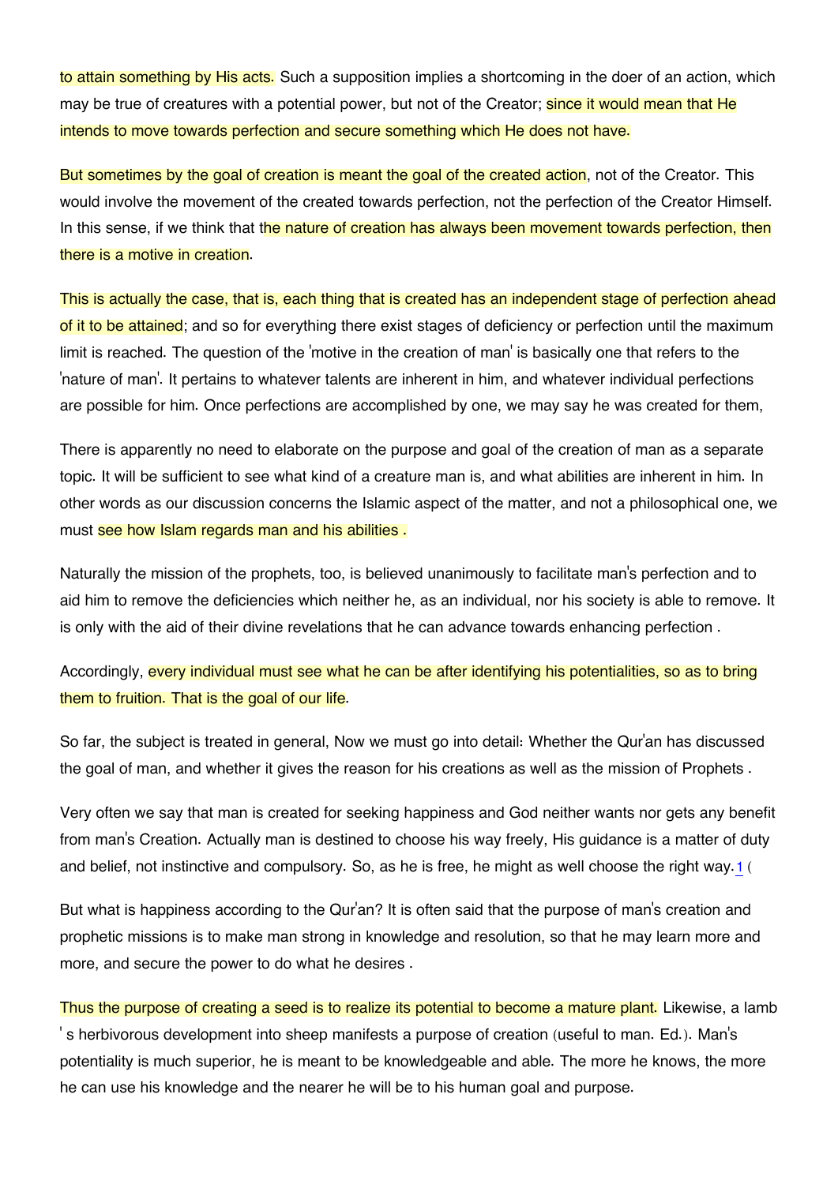to attain something by His acts. Such a supposition implies a shortcoming in the doer of an action, which may be true of creatures with a potential power, but not of the Creator; since it would mean that He intends to move towards perfection and secure something which He does not have.

But sometimes by the goal of creation is meant the goal of the created action, not of the Creator. This would involve the movement of the created towards perfection, not the perfection of the Creator Himself. In this sense, if we think that the nature of creation has always been movement towards perfection, then there is a motive in creation.

This is actually the case, that is, each thing that is created has an independent stage of perfection ahead of it to be attained; and so for everything there exist stages of deficiency or perfection until the maximum limit is reached. The question of the 'motive in the creation of man' is basically one that refers to the 'nature of man'. It pertains to whatever talents are inherent in him, and whatever individual perfections are possible for him. Once perfections are accomplished by one, we may say he was created for them,

There is apparently no need to elaborate on the purpose and goal of the creation of man as a separate topic. It will be sufficient to see what kind of a creature man is, and what abilities are inherent in him. In other words as our discussion concerns the Islamic aspect of the matter, and not a philosophical one, we must see how Islam regards man and his abilities .

Naturally the mission of the prophets, too, is believed unanimously to facilitate man's perfection and to aid him to remove the deficiencies which neither he, as an individual, nor his society is able to remove. It is only with the aid of their divine revelations that he can advance towards enhancing perfection .

Accordingly, every individual must see what he can be after identifying his potentialities, so as to bring them to fruition. That is the goal of our life.

So far, the subject is treated in general, Now we must go into detail: Whether the Qur'an has discussed the goal of man, and whether it gives the reason for his creations as well as the mission of Prophets .

Very often we say that man is created for seeking happiness and God neither wants nor gets any benefit from man's Creation. Actually man is destined to choose his way freely, His guidance is a matter of duty and belief, not instinctive and compulsory. So, as he is free, he might as well choose the right way.[1] (

But what is happiness according to the Qur'an? It is often said that the purpose of man's creation and prophetic missions is to make man strong in knowledge and resolution, so that he may learn more and more, and secure the power to do what he desires .

Thus the purpose of creating a seed is to realize its potential to become a mature plant. Likewise, a lamb ' s herbivorous development into sheep manifests a purpose of creation (useful to man. Ed.). Man's potentiality is much superior, he is meant to be knowledgeable and able. The more he knows, the more he can use his knowledge and the nearer he will be to his human goal and purpose.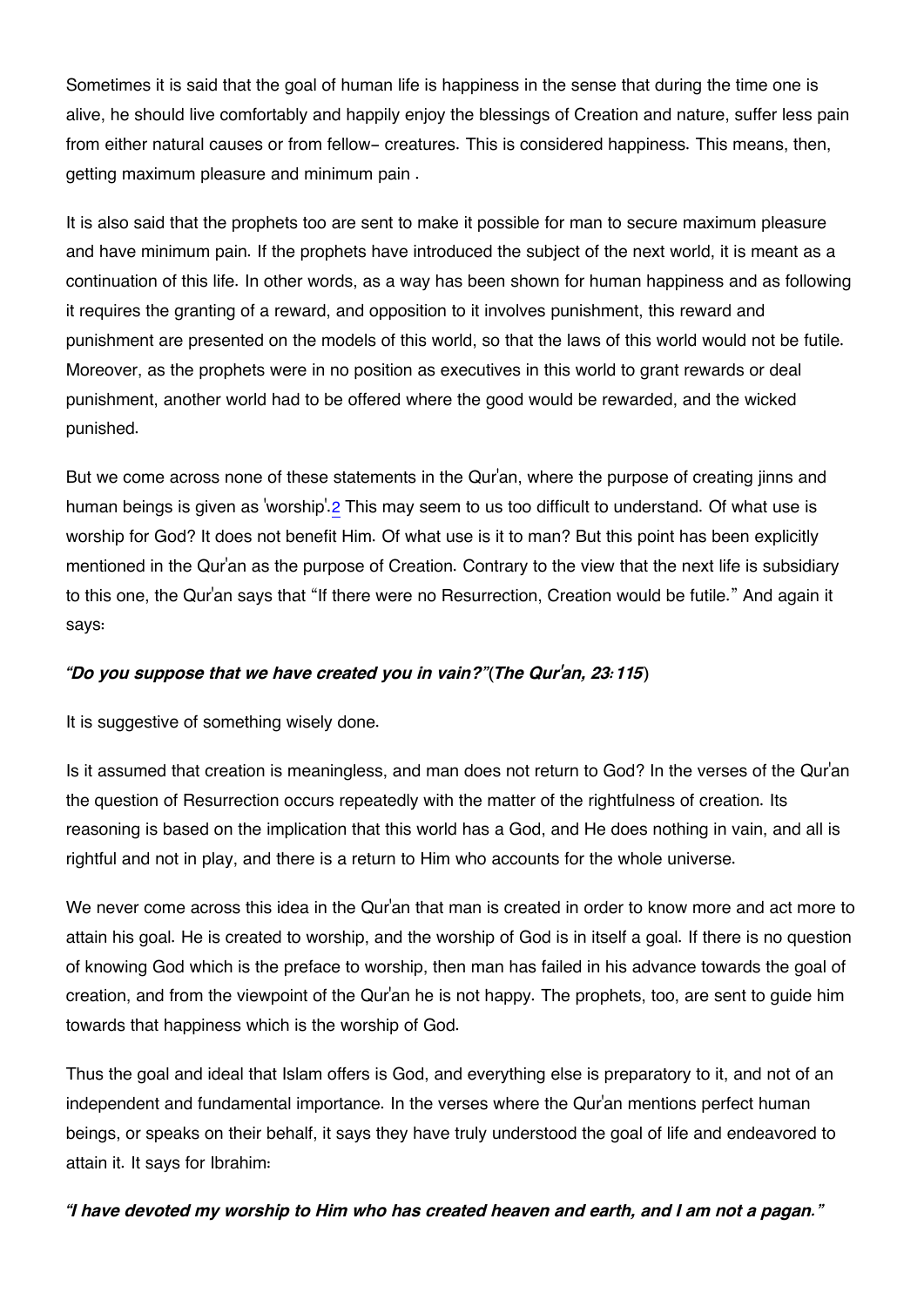Sometimes it is said that the goal of human life is happiness in the sense that during the time one is alive, he should live comfortably and happily enjoy the blessings of Creation and nature, suffer less pain from either natural causes or from fellow- creatures. This is considered happiness. This means, then, getting maximum pleasure and minimum pain .

It is also said that the prophets too are sent to make it possible for man to secure maximum pleasure and have minimum pain. If the prophets have introduced the subject of the next world, it is meant as a continuation of this life. In other words, as a way has been shown for human happiness and as following it requires the granting of a reward, and opposition to it involves punishment, this reward and punishment are presented on the models of this world, so that the laws of this world would not be futile. Moreover, as the prophets were in no position as executives in this world to grant rewards or deal punishment, another world had to be offered where the good would be rewarded, and the wicked punished.

But we come across none of these statements in the Qur'an, where the purpose of creating jinns and human beings is given as 'worship'.[2] This may seem to us too difficult to understand. Of what use is worship for God? It does not benefit Him. Of what use is it to man? But this point has been explicitly mentioned in the Qur'an as the purpose of Creation. Contrary to the view that the next life is subsidiary to this one, the Qur'an says that "If there were no Resurrection, Creation would be futile." And again it says:

***"Do you suppose that we have created you in vain?"*(*The Qur'an, 23:115*)**

It is suggestive of something wisely done.

Is it assumed that creation is meaningless, and man does not return to God? In the verses of the Qur'an the question of Resurrection occurs repeatedly with the matter of the rightfulness of creation. Its reasoning is based on the implication that this world has a God, and He does nothing in vain, and all is rightful and not in play, and there is a return to Him who accounts for the whole universe.

We never come across this idea in the Qur'an that man is created in order to know more and act more to attain his goal. He is created to worship, and the worship of God is in itself a goal. If there is no question of knowing God which is the preface to worship, then man has failed in his advance towards the goal of creation, and from the viewpoint of the Qur'an he is not happy. The prophets, too, are sent to guide him towards that happiness which is the worship of God.

Thus the goal and ideal that Islam offers is God, and everything else is preparatory to it, and not of an independent and fundamental importance. In the verses where the Qur'an mentions perfect human beings, or speaks on their behalf, it says they have truly understood the goal of life and endeavored to attain it. It says for Ibrahim:

***"I have devoted my worship to Him who has created heaven and earth, and I am not a pagan."***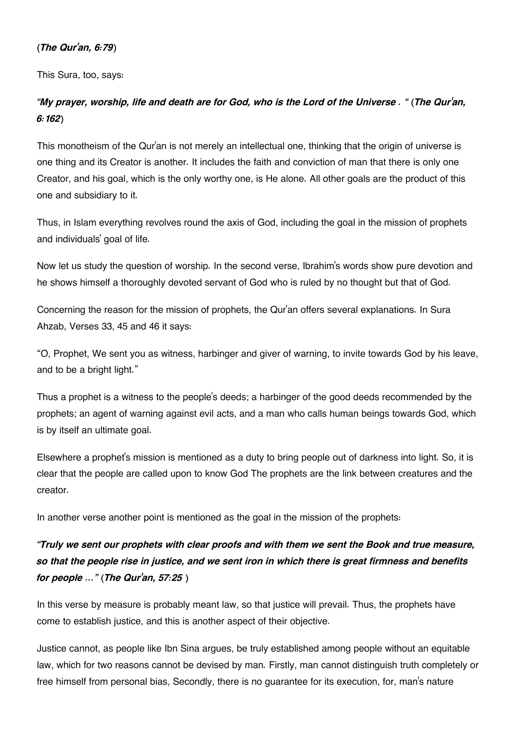(***The Qur'an, 6:79***)

This Sura, too, says:

### *"My prayer, worship, life and death are for God, who is the Lord of the Universe . "* (***The Qur'an, 6:162***)

This monotheism of the Qur'an is not merely an intellectual one, thinking that the origin of universe is one thing and its Creator is another. It includes the faith and conviction of man that there is only one Creator, and his goal, which is the only worthy one, is He alone. All other goals are the product of this one and subsidiary to it.

Thus, in Islam everything revolves round the axis of God, including the goal in the mission of prophets and individuals' goal of life.

Now let us study the question of worship. In the second verse, Ibrahim's words show pure devotion and he shows himself a thoroughly devoted servant of God who is ruled by no thought but that of God.

Concerning the reason for the mission of prophets, the Qur'an offers several explanations. In Sura Ahzab, Verses 33, 45 and 46 it says:

"O, Prophet, We sent you as witness, harbinger and giver of warning, to invite towards God by his leave, and to be a bright light."

Thus a prophet is a witness to the people's deeds; a harbinger of the good deeds recommended by the prophets; an agent of warning against evil acts, and a man who calls human beings towards God, which is by itself an ultimate goal.

Elsewhere a prophet's mission is mentioned as a duty to bring people out of darkness into light. So, it is clear that the people are called upon to know God The prophets are the link between creatures and the creator.

In another verse another point is mentioned as the goal in the mission of the prophets:

### *"Truly we sent our prophets with clear proofs and with them we sent the Book and true measure, so that the people rise in justice, and we sent iron in which there is great firmness and benefits for people ..."* (***The Qur'an, 57:25*** )

In this verse by measure is probably meant law, so that justice will prevail. Thus, the prophets have come to establish justice, and this is another aspect of their objective.

Justice cannot, as people like Ibn Sina argues, be truly established among people without an equitable law, which for two reasons cannot be devised by man. Firstly, man cannot distinguish truth completely or free himself from personal bias, Secondly, there is no guarantee for its execution, for, man's nature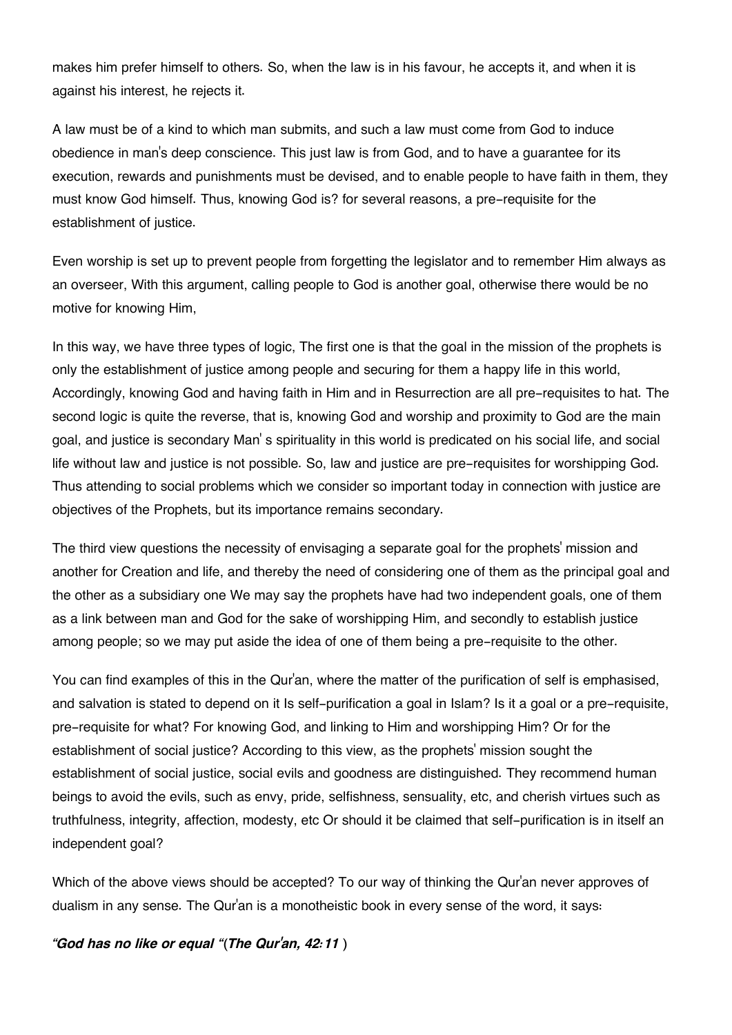makes him prefer himself to others. So, when the law is in his favour, he accepts it, and when it is against his interest, he rejects it.

A law must be of a kind to which man submits, and such a law must come from God to induce obedience in man's deep conscience. This just law is from God, and to have a guarantee for its execution, rewards and punishments must be devised, and to enable people to have faith in them, they must know God himself. Thus, knowing God is? for several reasons, a pre-requisite for the establishment of justice.

Even worship is set up to prevent people from forgetting the legislator and to remember Him always as an overseer, With this argument, calling people to God is another goal, otherwise there would be no motive for knowing Him,

In this way, we have three types of logic, The first one is that the goal in the mission of the prophets is only the establishment of justice among people and securing for them a happy life in this world, Accordingly, knowing God and having faith in Him and in Resurrection are all pre-requisites to hat. The second logic is quite the reverse, that is, knowing God and worship and proximity to God are the main goal, and justice is secondary Man' s spirituality in this world is predicated on his social life, and social life without law and justice is not possible. So, law and justice are pre-requisites for worshipping God. Thus attending to social problems which we consider so important today in connection with justice are objectives of the Prophets, but its importance remains secondary.

The third view questions the necessity of envisaging a separate goal for the prophets' mission and another for Creation and life, and thereby the need of considering one of them as the principal goal and the other as a subsidiary one We may say the prophets have had two independent goals, one of them as a link between man and God for the sake of worshipping Him, and secondly to establish justice among people; so we may put aside the idea of one of them being a pre-requisite to the other.

You can find examples of this in the Qur'an, where the matter of the purification of self is emphasised, and salvation is stated to depend on it Is self-purification a goal in Islam? Is it a goal or a pre-requisite, pre-requisite for what? For knowing God, and linking to Him and worshipping Him? Or for the establishment of social justice? According to this view, as the prophets' mission sought the establishment of social justice, social evils and goodness are distinguished. They recommend human beings to avoid the evils, such as envy, pride, selfishness, sensuality, etc, and cherish virtues such as truthfulness, integrity, affection, modesty, etc Or should it be claimed that self-purification is in itself an independent goal?

Which of the above views should be accepted? To our way of thinking the Qur'an never approves of dualism in any sense. The Qur'an is a monotheistic book in every sense of the word, it says:

***"God has no like or equal "*(*The Qur'an, 42:11* )**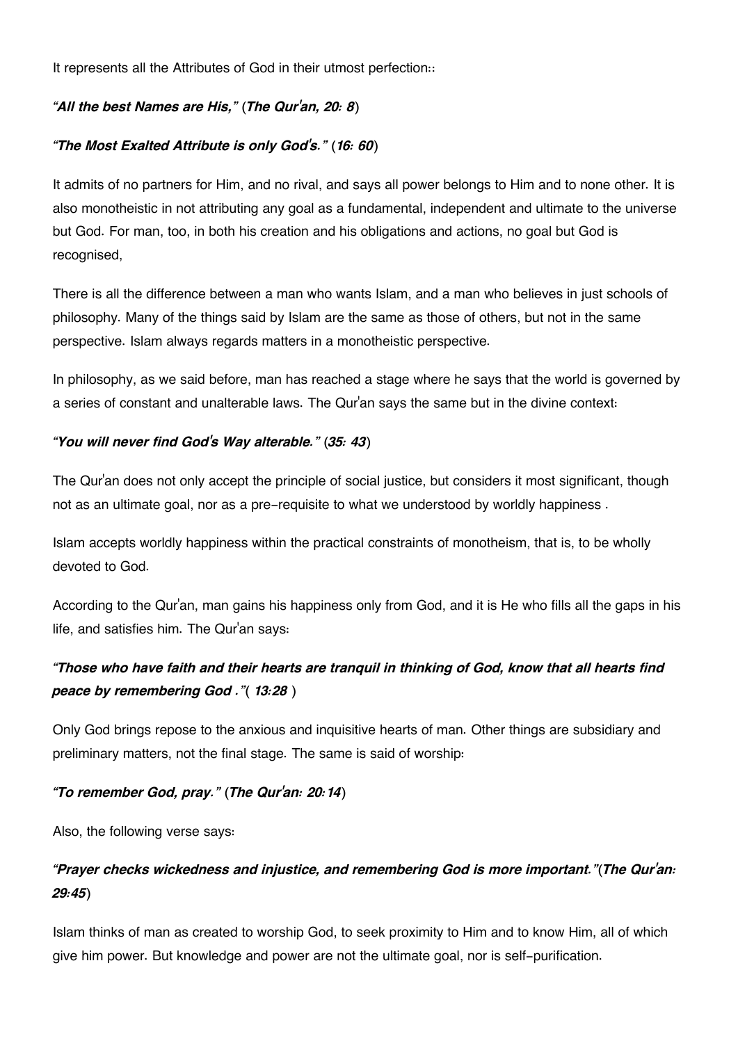It represents all the Attributes of God in their utmost perfection::

***"All the best Names are His,"* (*The Qur'an, 20: 8*)**

***"The Most Exalted Attribute is only God's."* (*16: 60*)**

It admits of no partners for Him, and no rival, and says all power belongs to Him and to none other. It is also monotheistic in not attributing any goal as a fundamental, independent and ultimate to the universe but God. For man, too, in both his creation and his obligations and actions, no goal but God is recognised,

There is all the difference between a man who wants Islam, and a man who believes in just schools of philosophy. Many of the things said by Islam are the same as those of others, but not in the same perspective. Islam always regards matters in a monotheistic perspective.

In philosophy, as we said before, man has reached a stage where he says that the world is governed by a series of constant and unalterable laws. The Qur'an says the same but in the divine context:

***"You will never find God's Way alterable."* (*35: 43*)**

The Qur'an does not only accept the principle of social justice, but considers it most significant, though not as an ultimate goal, nor as a pre-requisite to what we understood by worldly happiness .

Islam accepts worldly happiness within the practical constraints of monotheism, that is, to be wholly devoted to God.

According to the Qur'an, man gains his happiness only from God, and it is He who fills all the gaps in his life, and satisfies him. The Qur'an says:

***"Those who have faith and their hearts are tranquil in thinking of God, know that all hearts find peace by remembering God ."*( *13:28* )**

Only God brings repose to the anxious and inquisitive hearts of man. Other things are subsidiary and preliminary matters, not the final stage. The same is said of worship:

***"To remember God, pray."* (*The Qur'an: 20:14*)**

Also, the following verse says:

***"Prayer checks wickedness and injustice, and remembering God is more important."*(*The Qur'an: 29:45*)**

Islam thinks of man as created to worship God, to seek proximity to Him and to know Him, all of which give him power. But knowledge and power are not the ultimate goal, nor is self-purification.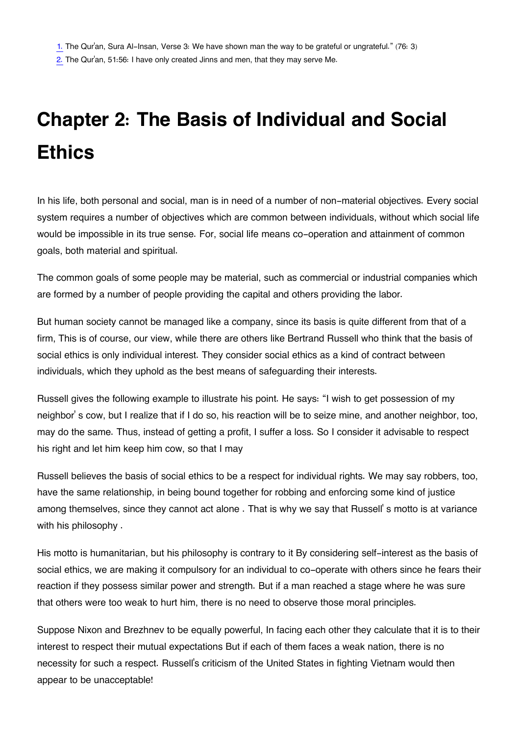1. The Qur'an, Sura Al-Insan, Verse 3: We have shown man the way to be grateful or ungrateful." (76: 3)
2. The Qur'an, 51:56: I have only created Jinns and men, that they may serve Me.

# Chapter 2: The Basis of Individual and Social Ethics

In his life, both personal and social, man is in need of a number of non-material objectives. Every social system requires a number of objectives which are common between individuals, without which social life would be impossible in its true sense. For, social life means co-operation and attainment of common goals, both material and spiritual.

The common goals of some people may be material, such as commercial or industrial companies which are formed by a number of people providing the capital and others providing the labor.

But human society cannot be managed like a company, since its basis is quite different from that of a firm, This is of course, our view, while there are others like Bertrand Russell who think that the basis of social ethics is only individual interest. They consider social ethics as a kind of contract between individuals, which they uphold as the best means of safeguarding their interests.

Russell gives the following example to illustrate his point. He says: "I wish to get possession of my neighbor' s cow, but I realize that if I do so, his reaction will be to seize mine, and another neighbor, too, may do the same. Thus, instead of getting a profit, I suffer a loss. So I consider it advisable to respect his right and let him keep him cow, so that I may

Russell believes the basis of social ethics to be a respect for individual rights. We may say robbers, too, have the same relationship, in being bound together for robbing and enforcing some kind of justice among themselves, since they cannot act alone . That is why we say that Russell' s motto is at variance with his philosophy .

His motto is humanitarian, but his philosophy is contrary to it By considering self-interest as the basis of social ethics, we are making it compulsory for an individual to co-operate with others since he fears their reaction if they possess similar power and strength. But if a man reached a stage where he was sure that others were too weak to hurt him, there is no need to observe those moral principles.

Suppose Nixon and Brezhnev to be equally powerful, In facing each other they calculate that it is to their interest to respect their mutual expectations But if each of them faces a weak nation, there is no necessity for such a respect. Russell's criticism of the United States in fighting Vietnam would then appear to be unacceptable!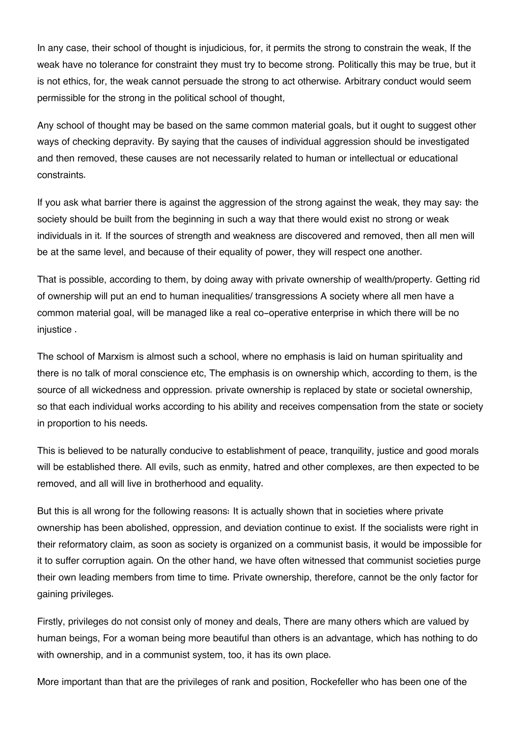In any case, their school of thought is injudicious, for, it permits the strong to constrain the weak, If the weak have no tolerance for constraint they must try to become strong. Politically this may be true, but it is not ethics, for, the weak cannot persuade the strong to act otherwise. Arbitrary conduct would seem permissible for the strong in the political school of thought,

Any school of thought may be based on the same common material goals, but it ought to suggest other ways of checking depravity. By saying that the causes of individual aggression should be investigated and then removed, these causes are not necessarily related to human or intellectual or educational constraints.

If you ask what barrier there is against the aggression of the strong against the weak, they may say: the society should be built from the beginning in such a way that there would exist no strong or weak individuals in it. If the sources of strength and weakness are discovered and removed, then all men will be at the same level, and because of their equality of power, they will respect one another.

That is possible, according to them, by doing away with private ownership of wealth/property. Getting rid of ownership will put an end to human inequalities/ transgressions A society where all men have a common material goal, will be managed like a real co-operative enterprise in which there will be no injustice .

The school of Marxism is almost such a school, where no emphasis is laid on human spirituality and there is no talk of moral conscience etc, The emphasis is on ownership which, according to them, is the source of all wickedness and oppression. private ownership is replaced by state or societal ownership, so that each individual works according to his ability and receives compensation from the state or society in proportion to his needs.

This is believed to be naturally conducive to establishment of peace, tranquility, justice and good morals will be established there. All evils, such as enmity, hatred and other complexes, are then expected to be removed, and all will live in brotherhood and equality.

But this is all wrong for the following reasons: It is actually shown that in societies where private ownership has been abolished, oppression, and deviation continue to exist. If the socialists were right in their reformatory claim, as soon as society is organized on a communist basis, it would be impossible for it to suffer corruption again. On the other hand, we have often witnessed that communist societies purge their own leading members from time to time. Private ownership, therefore, cannot be the only factor for gaining privileges.

Firstly, privileges do not consist only of money and deals, There are many others which are valued by human beings, For a woman being more beautiful than others is an advantage, which has nothing to do with ownership, and in a communist system, too, it has its own place.

More important than that are the privileges of rank and position, Rockefeller who has been one of the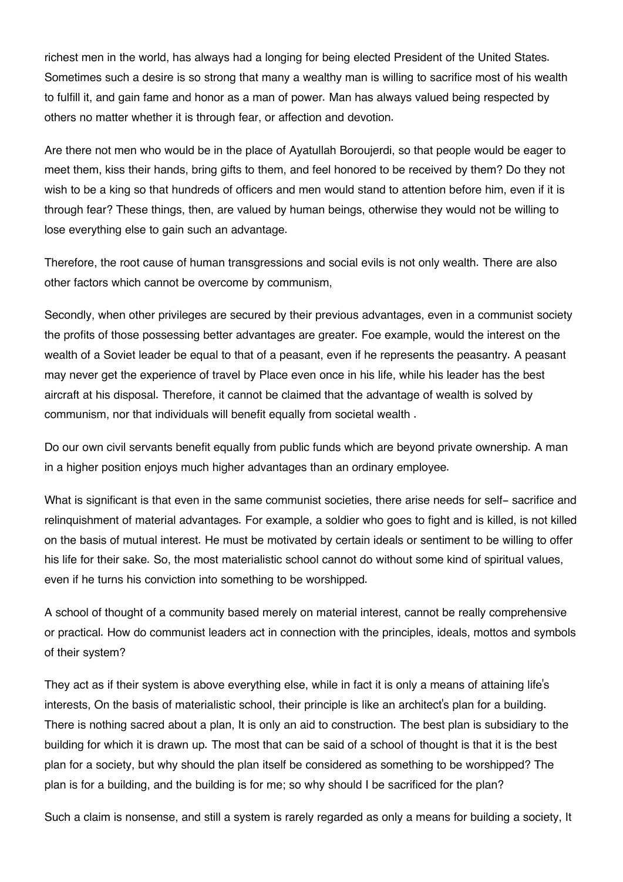richest men in the world, has always had a longing for being elected President of the United States. Sometimes such a desire is so strong that many a wealthy man is willing to sacrifice most of his wealth to fulfill it, and gain fame and honor as a man of power. Man has always valued being respected by others no matter whether it is through fear, or affection and devotion.

Are there not men who would be in the place of Ayatullah Boroujerdi, so that people would be eager to meet them, kiss their hands, bring gifts to them, and feel honored to be received by them? Do they not wish to be a king so that hundreds of officers and men would stand to attention before him, even if it is through fear? These things, then, are valued by human beings, otherwise they would not be willing to lose everything else to gain such an advantage.

Therefore, the root cause of human transgressions and social evils is not only wealth. There are also other factors which cannot be overcome by communism,

Secondly, when other privileges are secured by their previous advantages, even in a communist society the profits of those possessing better advantages are greater. Foe example, would the interest on the wealth of a Soviet leader be equal to that of a peasant, even if he represents the peasantry. A peasant may never get the experience of travel by Place even once in his life, while his leader has the best aircraft at his disposal. Therefore, it cannot be claimed that the advantage of wealth is solved by communism, nor that individuals will benefit equally from societal wealth .

Do our own civil servants benefit equally from public funds which are beyond private ownership. A man in a higher position enjoys much higher advantages than an ordinary employee.

What is significant is that even in the same communist societies, there arise needs for self- sacrifice and relinquishment of material advantages. For example, a soldier who goes to fight and is killed, is not killed on the basis of mutual interest. He must be motivated by certain ideals or sentiment to be willing to offer his life for their sake. So, the most materialistic school cannot do without some kind of spiritual values, even if he turns his conviction into something to be worshipped.

A school of thought of a community based merely on material interest, cannot be really comprehensive or practical. How do communist leaders act in connection with the principles, ideals, mottos and symbols of their system?

They act as if their system is above everything else, while in fact it is only a means of attaining life's interests, On the basis of materialistic school, their principle is like an architect's plan for a building. There is nothing sacred about a plan, It is only an aid to construction. The best plan is subsidiary to the building for which it is drawn up. The most that can be said of a school of thought is that it is the best plan for a society, but why should the plan itself be considered as something to be worshipped? The plan is for a building, and the building is for me; so why should I be sacrificed for the plan?

Such a claim is nonsense, and still a system is rarely regarded as only a means for building a society, It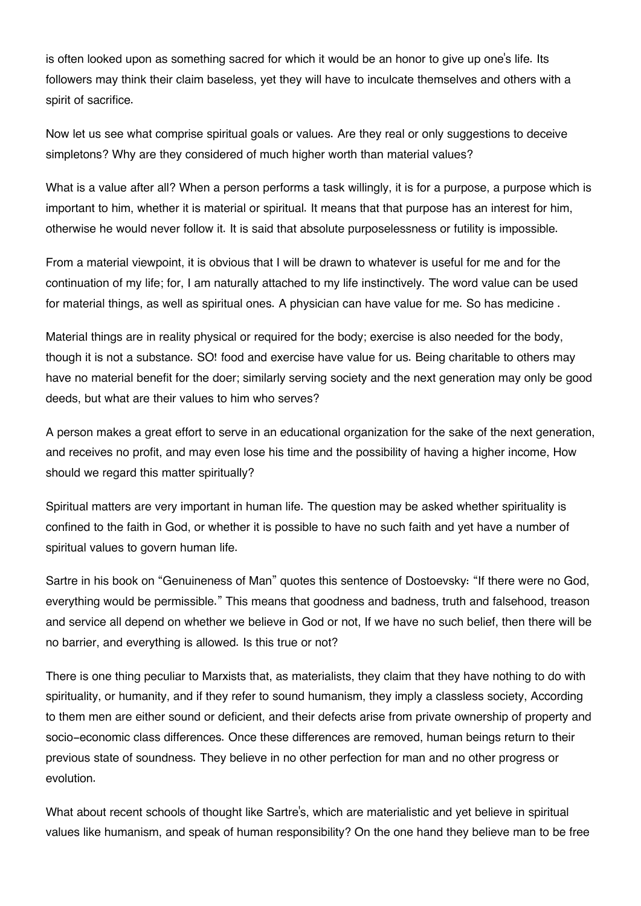is often looked upon as something sacred for which it would be an honor to give up one's life. Its followers may think their claim baseless, yet they will have to inculcate themselves and others with a spirit of sacrifice.

Now let us see what comprise spiritual goals or values. Are they real or only suggestions to deceive simpletons? Why are they considered of much higher worth than material values?

What is a value after all? When a person performs a task willingly, it is for a purpose, a purpose which is important to him, whether it is material or spiritual. It means that that purpose has an interest for him, otherwise he would never follow it. It is said that absolute purposelessness or futility is impossible.

From a material viewpoint, it is obvious that I will be drawn to whatever is useful for me and for the continuation of my life; for, I am naturally attached to my life instinctively. The word value can be used for material things, as well as spiritual ones. A physician can have value for me. So has medicine .

Material things are in reality physical or required for the body; exercise is also needed for the body, though it is not a substance. SO! food and exercise have value for us. Being charitable to others may have no material benefit for the doer; similarly serving society and the next generation may only be good deeds, but what are their values to him who serves?

A person makes a great effort to serve in an educational organization for the sake of the next generation, and receives no profit, and may even lose his time and the possibility of having a higher income, How should we regard this matter spiritually?

Spiritual matters are very important in human life. The question may be asked whether spirituality is confined to the faith in God, or whether it is possible to have no such faith and yet have a number of spiritual values to govern human life.

Sartre in his book on "Genuineness of Man" quotes this sentence of Dostoevsky: "If there were no God, everything would be permissible." This means that goodness and badness, truth and falsehood, treason and service all depend on whether we believe in God or not, If we have no such belief, then there will be no barrier, and everything is allowed. Is this true or not?

There is one thing peculiar to Marxists that, as materialists, they claim that they have nothing to do with spirituality, or humanity, and if they refer to sound humanism, they imply a classless society, According to them men are either sound or deficient, and their defects arise from private ownership of property and socio-economic class differences. Once these differences are removed, human beings return to their previous state of soundness. They believe in no other perfection for man and no other progress or evolution.

What about recent schools of thought like Sartre's, which are materialistic and yet believe in spiritual values like humanism, and speak of human responsibility? On the one hand they believe man to be free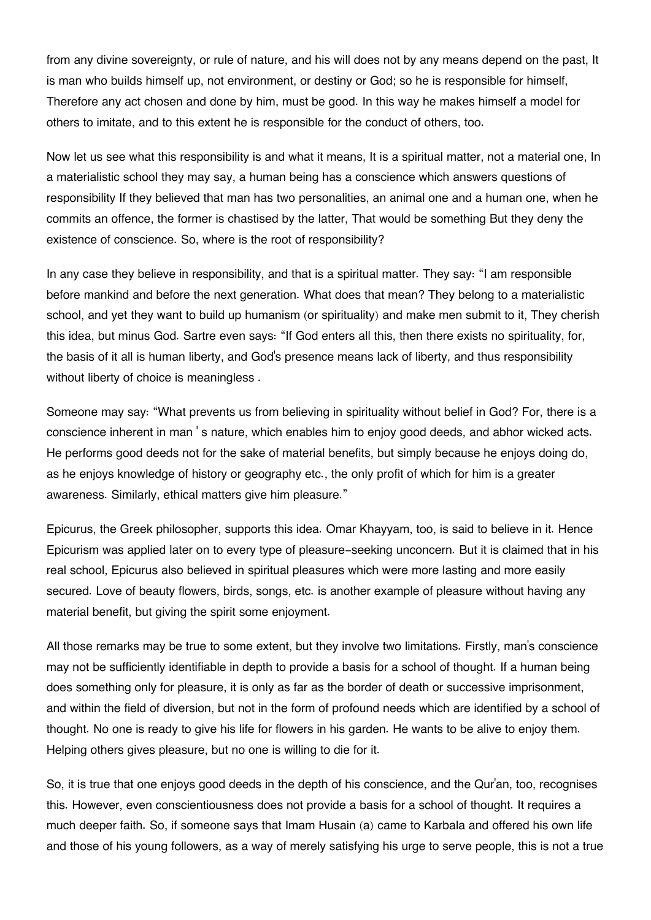from any divine sovereignty, or rule of nature, and his will does not by any means depend on the past, It is man who builds himself up, not environment, or destiny or God; so he is responsible for himself, Therefore any act chosen and done by him, must be good. In this way he makes himself a model for others to imitate, and to this extent he is responsible for the conduct of others, too.

Now let us see what this responsibility is and what it means, It is a spiritual matter, not a material one, In a materialistic school they may say, a human being has a conscience which answers questions of responsibility If they believed that man has two personalities, an animal one and a human one, when he commits an offence, the former is chastised by the latter, That would be something But they deny the existence of conscience. So, where is the root of responsibility?

In any case they believe in responsibility, and that is a spiritual matter. They say: "I am responsible before mankind and before the next generation. What does that mean? They belong to a materialistic school, and yet they want to build up humanism (or spirituality) and make men submit to it, They cherish this idea, but minus God. Sartre even says: "If God enters all this, then there exists no spirituality, for, the basis of it all is human liberty, and God's presence means lack of liberty, and thus responsibility without liberty of choice is meaningless .

Someone may say: "What prevents us from believing in spirituality without belief in God? For, there is a conscience inherent in man ' s nature, which enables him to enjoy good deeds, and abhor wicked acts. He performs good deeds not for the sake of material benefits, but simply because he enjoys doing do, as he enjoys knowledge of history or geography etc., the only profit of which for him is a greater awareness. Similarly, ethical matters give him pleasure."

Epicurus, the Greek philosopher, supports this idea. Omar Khayyam, too, is said to believe in it. Hence Epicurism was applied later on to every type of pleasure-seeking unconcern. But it is claimed that in his real school, Epicurus also believed in spiritual pleasures which were more lasting and more easily secured. Love of beauty flowers, birds, songs, etc. is another example of pleasure without having any material benefit, but giving the spirit some enjoyment.

All those remarks may be true to some extent, but they involve two limitations. Firstly, man's conscience may not be sufficiently identifiable in depth to provide a basis for a school of thought. If a human being does something only for pleasure, it is only as far as the border of death or successive imprisonment, and within the field of diversion, but not in the form of profound needs which are identified by a school of thought. No one is ready to give his life for flowers in his garden. He wants to be alive to enjoy them. Helping others gives pleasure, but no one is willing to die for it.

So, it is true that one enjoys good deeds in the depth of his conscience, and the Qur'an, too, recognises this. However, even conscientiousness does not provide a basis for a school of thought. It requires a much deeper faith. So, if someone says that Imam Husain (a) came to Karbala and offered his own life and those of his young followers, as a way of merely satisfying his urge to serve people, this is not a true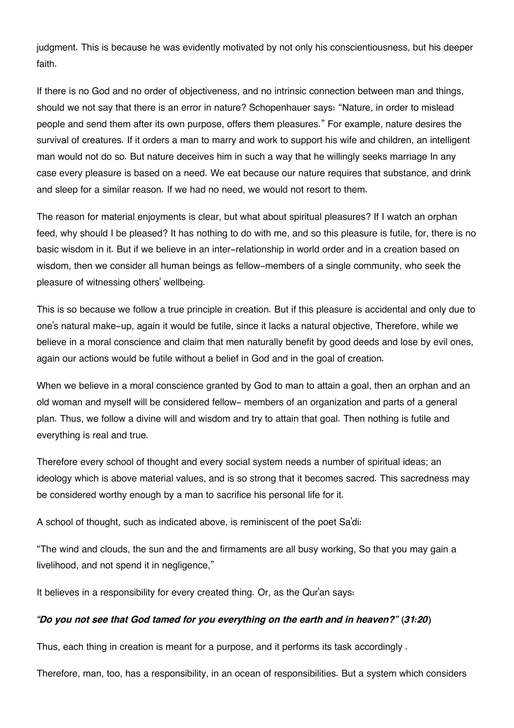judgment. This is because he was evidently motivated by not only his conscientiousness, but his deeper faith.

If there is no God and no order of objectiveness, and no intrinsic connection between man and things, should we not say that there is an error in nature? Schopenhauer says: "Nature, in order to mislead people and send them after its own purpose, offers them pleasures." For example, nature desires the survival of creatures. If it orders a man to marry and work to support his wife and children, an intelligent man would not do so. But nature deceives him in such a way that he willingly seeks marriage In any case every pleasure is based on a need. We eat because our nature requires that substance, and drink and sleep for a similar reason. If we had no need, we would not resort to them.

The reason for material enjoyments is clear, but what about spiritual pleasures? If I watch an orphan feed, why should I be pleased? It has nothing to do with me, and so this pleasure is futile, for, there is no basic wisdom in it. But if we believe in an inter-relationship in world order and in a creation based on wisdom, then we consider all human beings as fellow-members of a single community, who seek the pleasure of witnessing others' wellbeing.

This is so because we follow a true principle in creation. But if this pleasure is accidental and only due to one's natural make-up, again it would be futile, since it lacks a natural objective, Therefore, while we believe in a moral conscience and claim that men naturally benefit by good deeds and lose by evil ones, again our actions would be futile without a belief in God and in the goal of creation.

When we believe in a moral conscience granted by God to man to attain a goal, then an orphan and an old woman and myself will be considered fellow- members of an organization and parts of a general plan. Thus, we follow a divine will and wisdom and try to attain that goal. Then nothing is futile and everything is real and true.

Therefore every school of thought and every social system needs a number of spiritual ideas; an ideology which is above material values, and is so strong that it becomes sacred. This sacredness may be considered worthy enough by a man to sacrifice his personal life for it.

A school of thought, such as indicated above, is reminiscent of the poet Sa'di:

"The wind and clouds, the sun and the and firmaments are all busy working, So that you may gain a livelihood, and not spend it in negligence,"

It believes in a responsibility for every created thing. Or, as the Qur'an says:

***"Do you not see that God tamed for you everything on the earth and in heaven?"*** (***31:20***)

Thus, each thing in creation is meant for a purpose, and it performs its task accordingly .

Therefore, man, too, has a responsibility, in an ocean of responsibilities. But a system which considers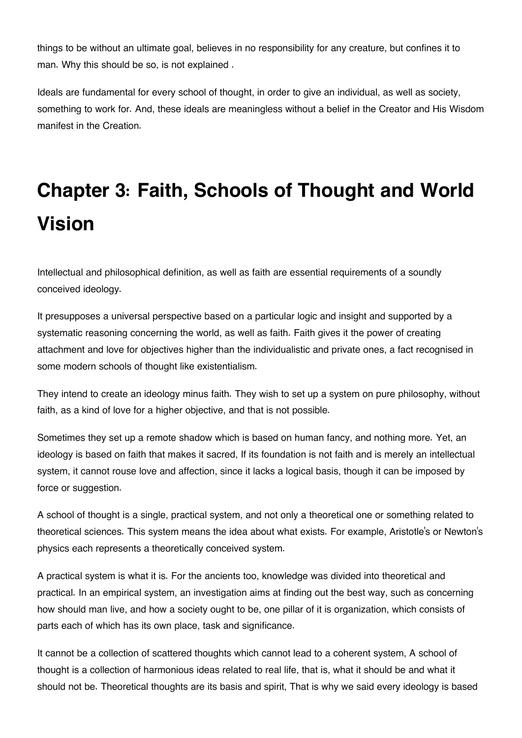things to be without an ultimate goal, believes in no responsibility for any creature, but confines it to man. Why this should be so, is not explained .

Ideals are fundamental for every school of thought, in order to give an individual, as well as society, something to work for. And, these ideals are meaningless without a belief in the Creator and His Wisdom manifest in the Creation.

# Chapter 3: Faith, Schools of Thought and World Vision

Intellectual and philosophical definition, as well as faith are essential requirements of a soundly conceived ideology.

It presupposes a universal perspective based on a particular logic and insight and supported by a systematic reasoning concerning the world, as well as faith. Faith gives it the power of creating attachment and love for objectives higher than the individualistic and private ones, a fact recognised in some modern schools of thought like existentialism.

They intend to create an ideology minus faith. They wish to set up a system on pure philosophy, without faith, as a kind of love for a higher objective, and that is not possible.

Sometimes they set up a remote shadow which is based on human fancy, and nothing more. Yet, an ideology is based on faith that makes it sacred, If its foundation is not faith and is merely an intellectual system, it cannot rouse love and affection, since it lacks a logical basis, though it can be imposed by force or suggestion.

A school of thought is a single, practical system, and not only a theoretical one or something related to theoretical sciences. This system means the idea about what exists. For example, Aristotle's or Newton's physics each represents a theoretically conceived system.

A practical system is what it is. For the ancients too, knowledge was divided into theoretical and practical. In an empirical system, an investigation aims at finding out the best way, such as concerning how should man live, and how a society ought to be, one pillar of it is organization, which consists of parts each of which has its own place, task and significance.

It cannot be a collection of scattered thoughts which cannot lead to a coherent system, A school of thought is a collection of harmonious ideas related to real life, that is, what it should be and what it should not be. Theoretical thoughts are its basis and spirit, That is why we said every ideology is based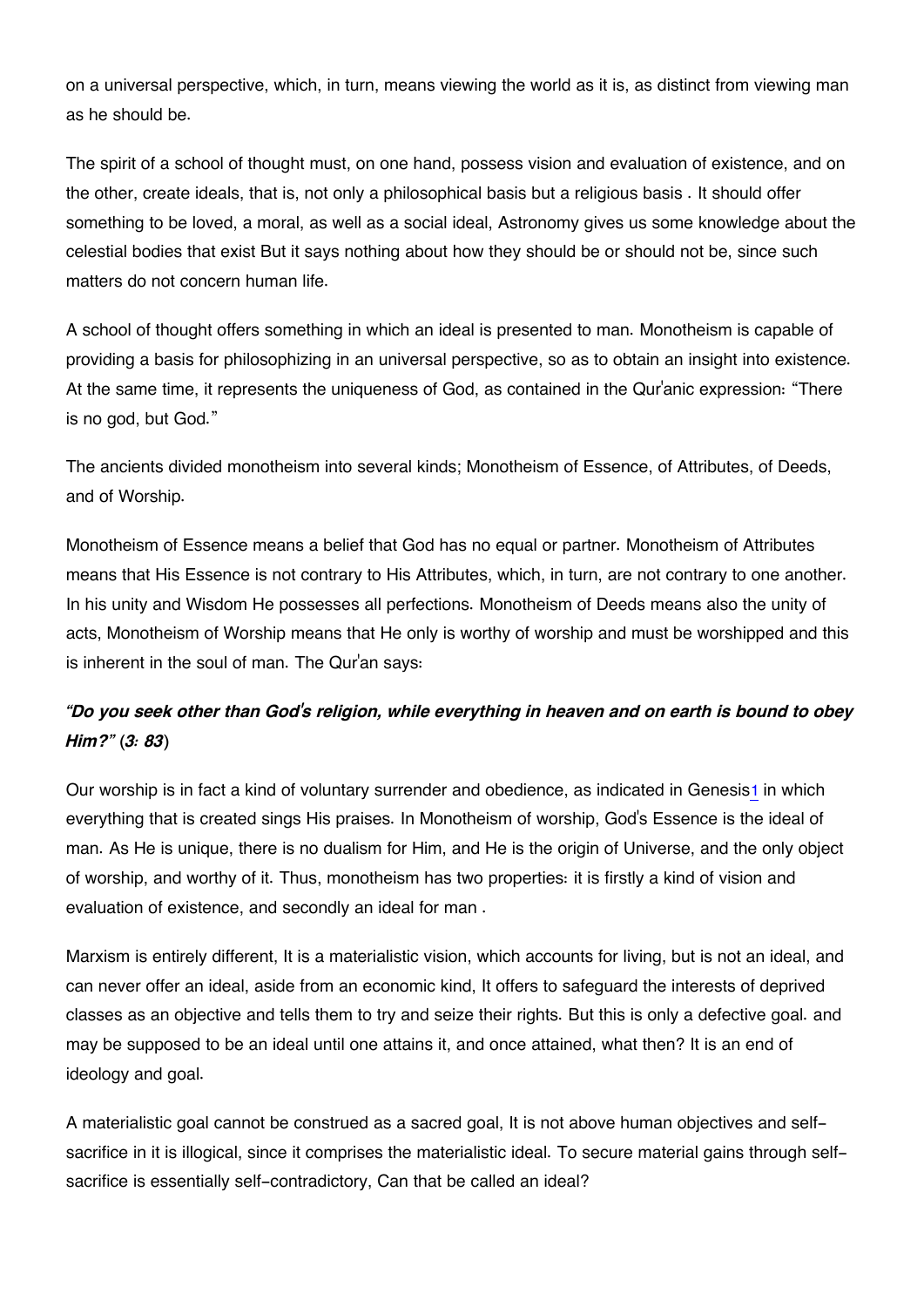on a universal perspective, which, in turn, means viewing the world as it is, as distinct from viewing man as he should be.

The spirit of a school of thought must, on one hand, possess vision and evaluation of existence, and on the other, create ideals, that is, not only a philosophical basis but a religious basis . It should offer something to be loved, a moral, as well as a social ideal, Astronomy gives us some knowledge about the celestial bodies that exist But it says nothing about how they should be or should not be, since such matters do not concern human life.

A school of thought offers something in which an ideal is presented to man. Monotheism is capable of providing a basis for philosophizing in an universal perspective, so as to obtain an insight into existence. At the same time, it represents the uniqueness of God, as contained in the Qur'anic expression: "There is no god, but God."

The ancients divided monotheism into several kinds; Monotheism of Essence, of Attributes, of Deeds, and of Worship.

Monotheism of Essence means a belief that God has no equal or partner. Monotheism of Attributes means that His Essence is not contrary to His Attributes, which, in turn, are not contrary to one another. In his unity and Wisdom He possesses all perfections. Monotheism of Deeds means also the unity of acts, Monotheism of Worship means that He only is worthy of worship and must be worshipped and this is inherent in the soul of man. The Qur'an says:

### *"Do you seek other than God's religion, while everything in heaven and on earth is bound to obey Him?" (3: 83)*

Our worship is in fact a kind of voluntary surrender and obedience, as indicated in Genesis[1] in which everything that is created sings His praises. In Monotheism of worship, God's Essence is the ideal of man. As He is unique, there is no dualism for Him, and He is the origin of Universe, and the only object of worship, and worthy of it. Thus, monotheism has two properties: it is firstly a kind of vision and evaluation of existence, and secondly an ideal for man .

Marxism is entirely different, It is a materialistic vision, which accounts for living, but is not an ideal, and can never offer an ideal, aside from an economic kind, It offers to safeguard the interests of deprived classes as an objective and tells them to try and seize their rights. But this is only a defective goal. and may be supposed to be an ideal until one attains it, and once attained, what then? It is an end of ideology and goal.

A materialistic goal cannot be construed as a sacred goal, It is not above human objectives and self-sacrifice in it is illogical, since it comprises the materialistic ideal. To secure material gains through self-sacrifice is essentially self-contradictory, Can that be called an ideal?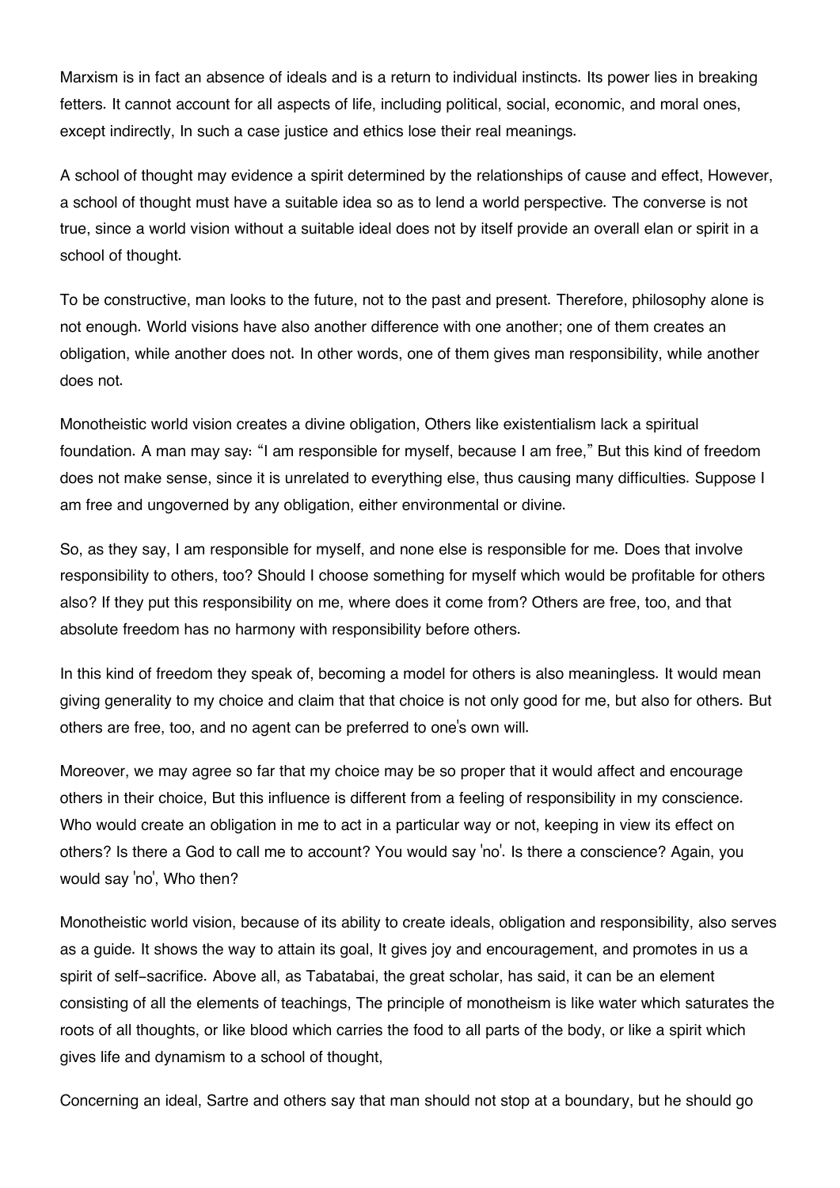Marxism is in fact an absence of ideals and is a return to individual instincts. Its power lies in breaking fetters. It cannot account for all aspects of life, including political, social, economic, and moral ones, except indirectly, In such a case justice and ethics lose their real meanings.

A school of thought may evidence a spirit determined by the relationships of cause and effect, However, a school of thought must have a suitable idea so as to lend a world perspective. The converse is not true, since a world vision without a suitable ideal does not by itself provide an overall elan or spirit in a school of thought.

To be constructive, man looks to the future, not to the past and present. Therefore, philosophy alone is not enough. World visions have also another difference with one another; one of them creates an obligation, while another does not. In other words, one of them gives man responsibility, while another does not.

Monotheistic world vision creates a divine obligation, Others like existentialism lack a spiritual foundation. A man may say: "I am responsible for myself, because I am free," But this kind of freedom does not make sense, since it is unrelated to everything else, thus causing many difficulties. Suppose I am free and ungoverned by any obligation, either environmental or divine.

So, as they say, I am responsible for myself, and none else is responsible for me. Does that involve responsibility to others, too? Should I choose something for myself which would be profitable for others also? If they put this responsibility on me, where does it come from? Others are free, too, and that absolute freedom has no harmony with responsibility before others.

In this kind of freedom they speak of, becoming a model for others is also meaningless. It would mean giving generality to my choice and claim that that choice is not only good for me, but also for others. But others are free, too, and no agent can be preferred to one's own will.

Moreover, we may agree so far that my choice may be so proper that it would affect and encourage others in their choice, But this influence is different from a feeling of responsibility in my conscience. Who would create an obligation in me to act in a particular way or not, keeping in view its effect on others? Is there a God to call me to account? You would say 'no'. Is there a conscience? Again, you would say 'no', Who then?

Monotheistic world vision, because of its ability to create ideals, obligation and responsibility, also serves as a guide. It shows the way to attain its goal, It gives joy and encouragement, and promotes in us a spirit of self-sacrifice. Above all, as Tabatabai, the great scholar, has said, it can be an element consisting of all the elements of teachings, The principle of monotheism is like water which saturates the roots of all thoughts, or like blood which carries the food to all parts of the body, or like a spirit which gives life and dynamism to a school of thought,

Concerning an ideal, Sartre and others say that man should not stop at a boundary, but he should go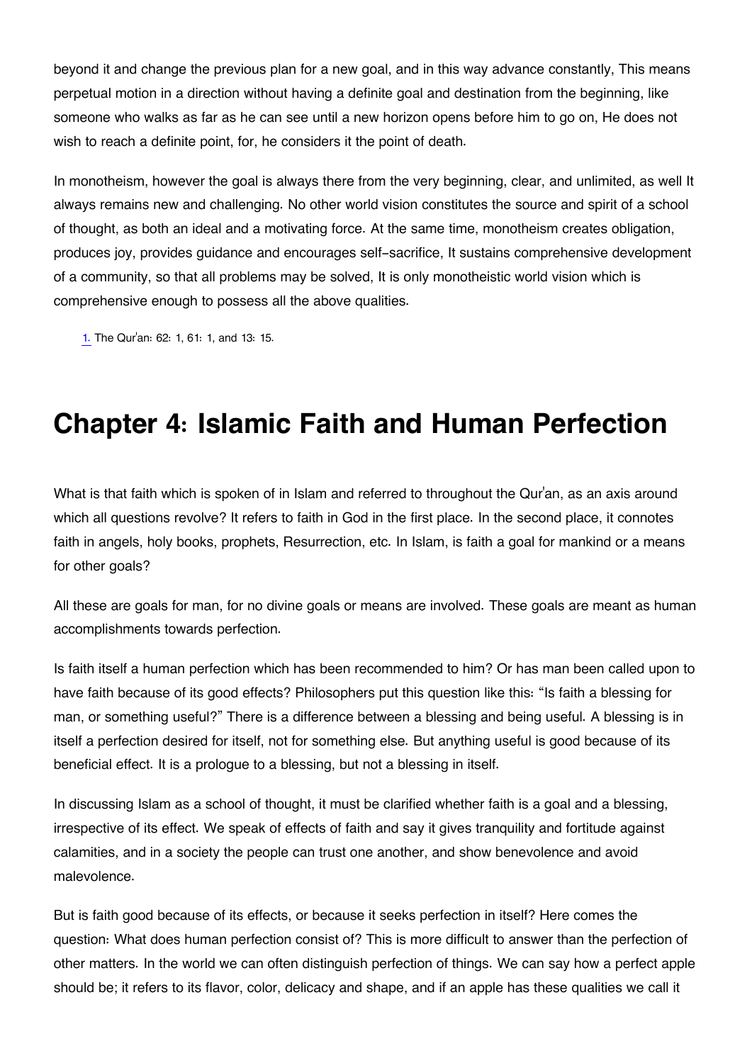beyond it and change the previous plan for a new goal, and in this way advance constantly, This means perpetual motion in a direction without having a definite goal and destination from the beginning, like someone who walks as far as he can see until a new horizon opens before him to go on, He does not wish to reach a definite point, for, he considers it the point of death.

In monotheism, however the goal is always there from the very beginning, clear, and unlimited, as well It always remains new and challenging. No other world vision constitutes the source and spirit of a school of thought, as both an ideal and a motivating force. At the same time, monotheism creates obligation, produces joy, provides guidance and encourages self-sacrifice, It sustains comprehensive development of a community, so that all problems may be solved, It is only monotheistic world vision which is comprehensive enough to possess all the above qualities.

1. The Qur'an: 62: 1, 61: 1, and 13: 15.

# Chapter 4: Islamic Faith and Human Perfection

What is that faith which is spoken of in Islam and referred to throughout the Qur'an, as an axis around which all questions revolve? It refers to faith in God in the first place. In the second place, it connotes faith in angels, holy books, prophets, Resurrection, etc. In Islam, is faith a goal for mankind or a means for other goals?

All these are goals for man, for no divine goals or means are involved. These goals are meant as human accomplishments towards perfection.

Is faith itself a human perfection which has been recommended to him? Or has man been called upon to have faith because of its good effects? Philosophers put this question like this: "Is faith a blessing for man, or something useful?" There is a difference between a blessing and being useful. A blessing is in itself a perfection desired for itself, not for something else. But anything useful is good because of its beneficial effect. It is a prologue to a blessing, but not a blessing in itself.

In discussing Islam as a school of thought, it must be clarified whether faith is a goal and a blessing, irrespective of its effect. We speak of effects of faith and say it gives tranquility and fortitude against calamities, and in a society the people can trust one another, and show benevolence and avoid malevolence.

But is faith good because of its effects, or because it seeks perfection in itself? Here comes the question: What does human perfection consist of? This is more difficult to answer than the perfection of other matters. In the world we can often distinguish perfection of things. We can say how a perfect apple should be; it refers to its flavor, color, delicacy and shape, and if an apple has these qualities we call it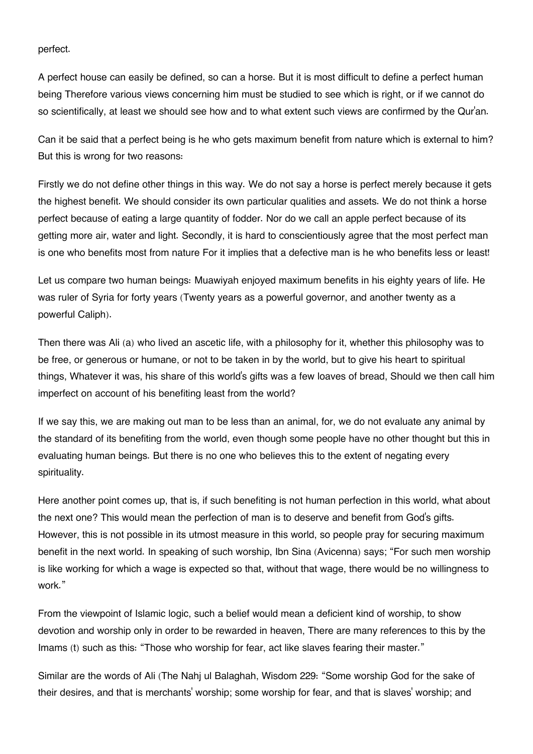perfect.

A perfect house can easily be defined, so can a horse. But it is most difficult to define a perfect human being Therefore various views concerning him must be studied to see which is right, or if we cannot do so scientifically, at least we should see how and to what extent such views are confirmed by the Qur'an.

Can it be said that a perfect being is he who gets maximum benefit from nature which is external to him? But this is wrong for two reasons:

Firstly we do not define other things in this way. We do not say a horse is perfect merely because it gets the highest benefit. We should consider its own particular qualities and assets. We do not think a horse perfect because of eating a large quantity of fodder. Nor do we call an apple perfect because of its getting more air, water and light. Secondly, it is hard to conscientiously agree that the most perfect man is one who benefits most from nature For it implies that a defective man is he who benefits less or least!

Let us compare two human beings: Muawiyah enjoyed maximum benefits in his eighty years of life. He was ruler of Syria for forty years (Twenty years as a powerful governor, and another twenty as a powerful Caliph).

Then there was Ali (a) who lived an ascetic life, with a philosophy for it, whether this philosophy was to be free, or generous or humane, or not to be taken in by the world, but to give his heart to spiritual things, Whatever it was, his share of this world's gifts was a few loaves of bread, Should we then call him imperfect on account of his benefiting least from the world?

If we say this, we are making out man to be less than an animal, for, we do not evaluate any animal by the standard of its benefiting from the world, even though some people have no other thought but this in evaluating human beings. But there is no one who believes this to the extent of negating every spirituality.

Here another point comes up, that is, if such benefiting is not human perfection in this world, what about the next one? This would mean the perfection of man is to deserve and benefit from God's gifts. However, this is not possible in its utmost measure in this world, so people pray for securing maximum benefit in the next world. In speaking of such worship, Ibn Sina (Avicenna) says; "For such men worship is like working for which a wage is expected so that, without that wage, there would be no willingness to work."

From the viewpoint of Islamic logic, such a belief would mean a deficient kind of worship, to show devotion and worship only in order to be rewarded in heaven, There are many references to this by the Imams (t) such as this: "Those who worship for fear, act like slaves fearing their master."

Similar are the words of Ali (The Nahj ul Balaghah, Wisdom 229: "Some worship God for the sake of their desires, and that is merchants' worship; some worship for fear, and that is slaves' worship; and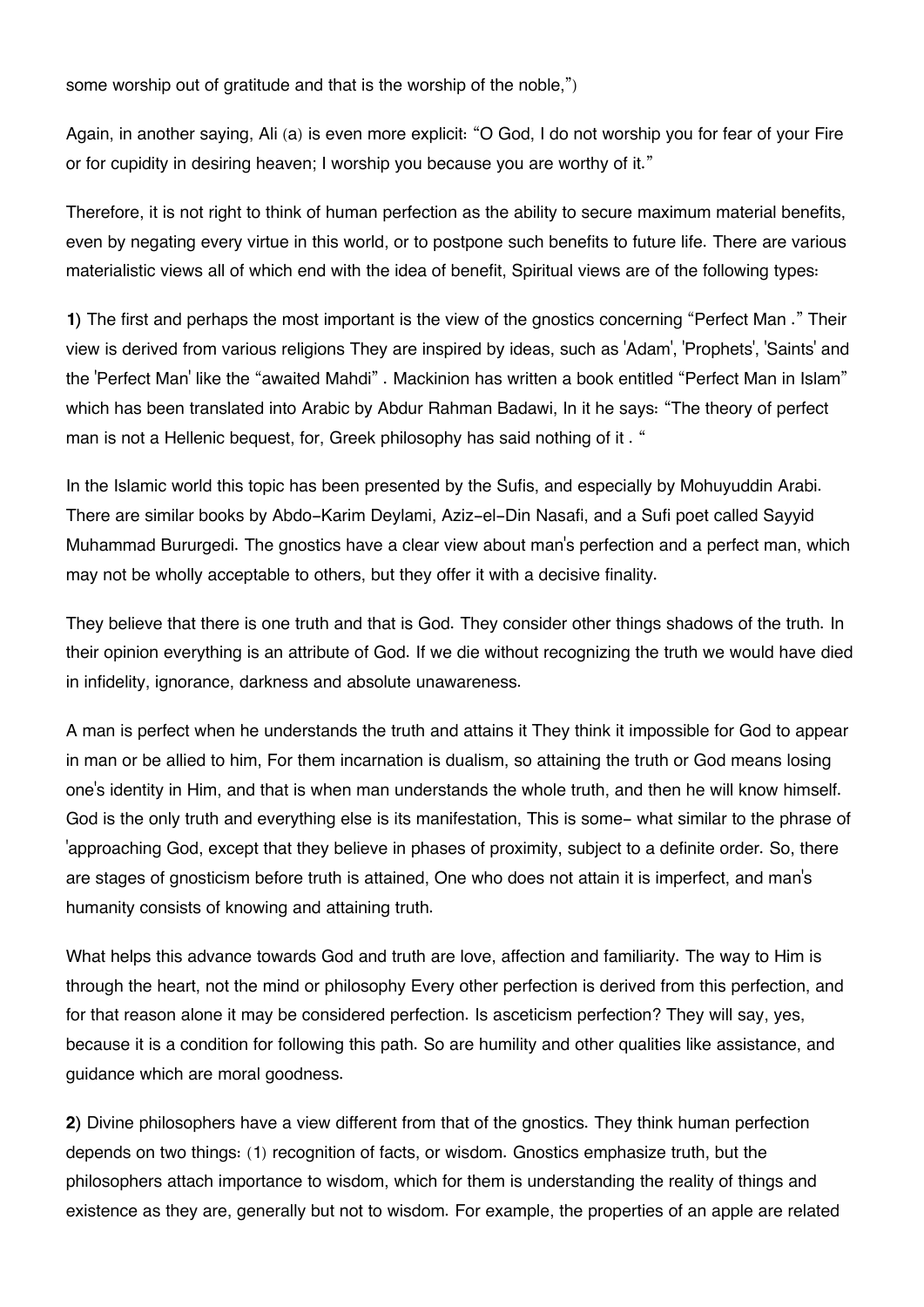some worship out of gratitude and that is the worship of the noble,")

Again, in another saying, Ali (a) is even more explicit: "O God, I do not worship you for fear of your Fire or for cupidity in desiring heaven; I worship you because you are worthy of it."

Therefore, it is not right to think of human perfection as the ability to secure maximum material benefits, even by negating every virtue in this world, or to postpone such benefits to future life. There are various materialistic views all of which end with the idea of benefit, Spiritual views are of the following types:

**1**) The first and perhaps the most important is the view of the gnostics concerning "Perfect Man ." Their view is derived from various religions They are inspired by ideas, such as 'Adam', 'Prophets', 'Saints' and the 'Perfect Man' like the "awaited Mahdi" . Mackinion has written a book entitled "Perfect Man in Islam" which has been translated into Arabic by Abdur Rahman Badawi, In it he says: "The theory of perfect man is not a Hellenic bequest, for, Greek philosophy has said nothing of it . "

In the Islamic world this topic has been presented by the Sufis, and especially by Mohuyuddin Arabi. There are similar books by Abdo-Karim Deylami, Aziz-el-Din Nasafi, and a Sufi poet called Sayyid Muhammad Bururgedi. The gnostics have a clear view about man's perfection and a perfect man, which may not be wholly acceptable to others, but they offer it with a decisive finality.

They believe that there is one truth and that is God. They consider other things shadows of the truth. In their opinion everything is an attribute of God. If we die without recognizing the truth we would have died in infidelity, ignorance, darkness and absolute unawareness.

A man is perfect when he understands the truth and attains it They think it impossible for God to appear in man or be allied to him, For them incarnation is dualism, so attaining the truth or God means losing one's identity in Him, and that is when man understands the whole truth, and then he will know himself. God is the only truth and everything else is its manifestation, This is some- what similar to the phrase of 'approaching God, except that they believe in phases of proximity, subject to a definite order. So, there are stages of gnosticism before truth is attained, One who does not attain it is imperfect, and man's humanity consists of knowing and attaining truth.

What helps this advance towards God and truth are love, affection and familiarity. The way to Him is through the heart, not the mind or philosophy Every other perfection is derived from this perfection, and for that reason alone it may be considered perfection. Is asceticism perfection? They will say, yes, because it is a condition for following this path. So are humility and other qualities like assistance, and guidance which are moral goodness.

**2**) Divine philosophers have a view different from that of the gnostics. They think human perfection depends on two things: (1) recognition of facts, or wisdom. Gnostics emphasize truth, but the philosophers attach importance to wisdom, which for them is understanding the reality of things and existence as they are, generally but not to wisdom. For example, the properties of an apple are related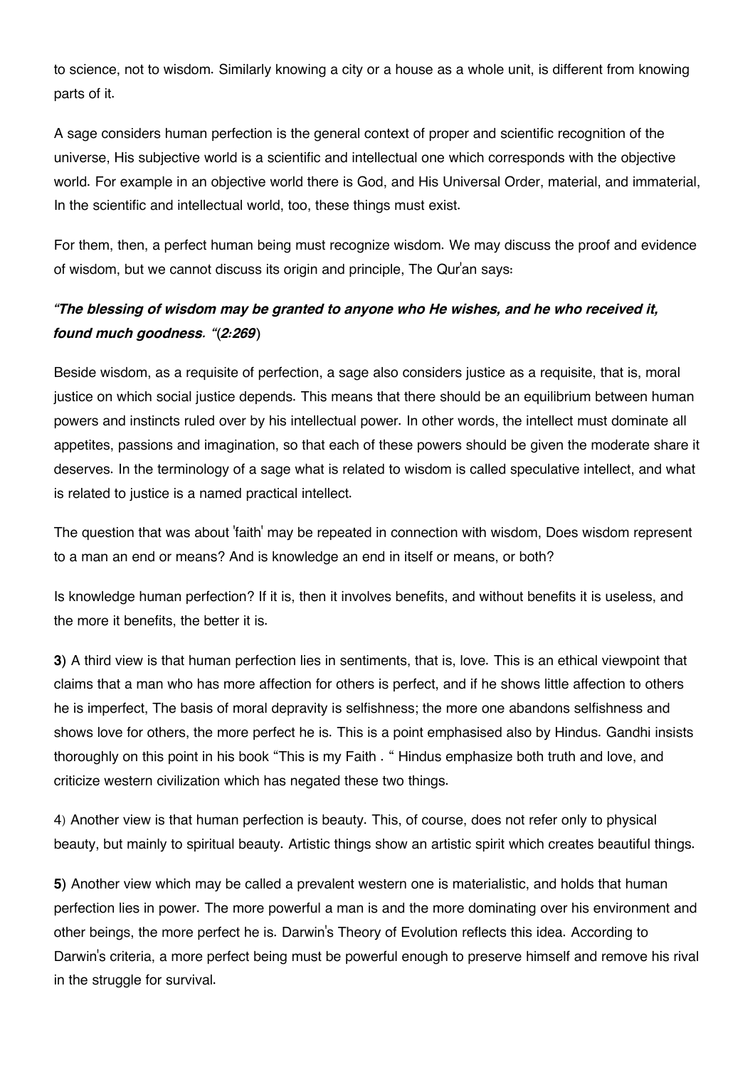to science, not to wisdom. Similarly knowing a city or a house as a whole unit, is different from knowing parts of it.

A sage considers human perfection is the general context of proper and scientific recognition of the universe, His subjective world is a scientific and intellectual one which corresponds with the objective world. For example in an objective world there is God, and His Universal Order, material, and immaterial, In the scientific and intellectual world, too, these things must exist.

For them, then, a perfect human being must recognize wisdom. We may discuss the proof and evidence of wisdom, but we cannot discuss its origin and principle, The Qur'an says:

***"The blessing of wisdom may be granted to anyone who He wishes, and he who received it, found much goodness. "*(*2:269*)**

Beside wisdom, as a requisite of perfection, a sage also considers justice as a requisite, that is, moral justice on which social justice depends. This means that there should be an equilibrium between human powers and instincts ruled over by his intellectual power. In other words, the intellect must dominate all appetites, passions and imagination, so that each of these powers should be given the moderate share it deserves. In the terminology of a sage what is related to wisdom is called speculative intellect, and what is related to justice is a named practical intellect.

The question that was about 'faith' may be repeated in connection with wisdom, Does wisdom represent to a man an end or means? And is knowledge an end in itself or means, or both?

Is knowledge human perfection? If it is, then it involves benefits, and without benefits it is useless, and the more it benefits, the better it is.

**3**) A third view is that human perfection lies in sentiments, that is, love. This is an ethical viewpoint that claims that a man who has more affection for others is perfect, and if he shows little affection to others he is imperfect, The basis of moral depravity is selfishness; the more one abandons selfishness and shows love for others, the more perfect he is. This is a point emphasised also by Hindus. Gandhi insists thoroughly on this point in his book "This is my Faith . " Hindus emphasize both truth and love, and criticize western civilization which has negated these two things.

4) Another view is that human perfection is beauty. This, of course, does not refer only to physical beauty, but mainly to spiritual beauty. Artistic things show an artistic spirit which creates beautiful things.

**5**) Another view which may be called a prevalent western one is materialistic, and holds that human perfection lies in power. The more powerful a man is and the more dominating over his environment and other beings, the more perfect he is. Darwin's Theory of Evolution reflects this idea. According to Darwin's criteria, a more perfect being must be powerful enough to preserve himself and remove his rival in the struggle for survival.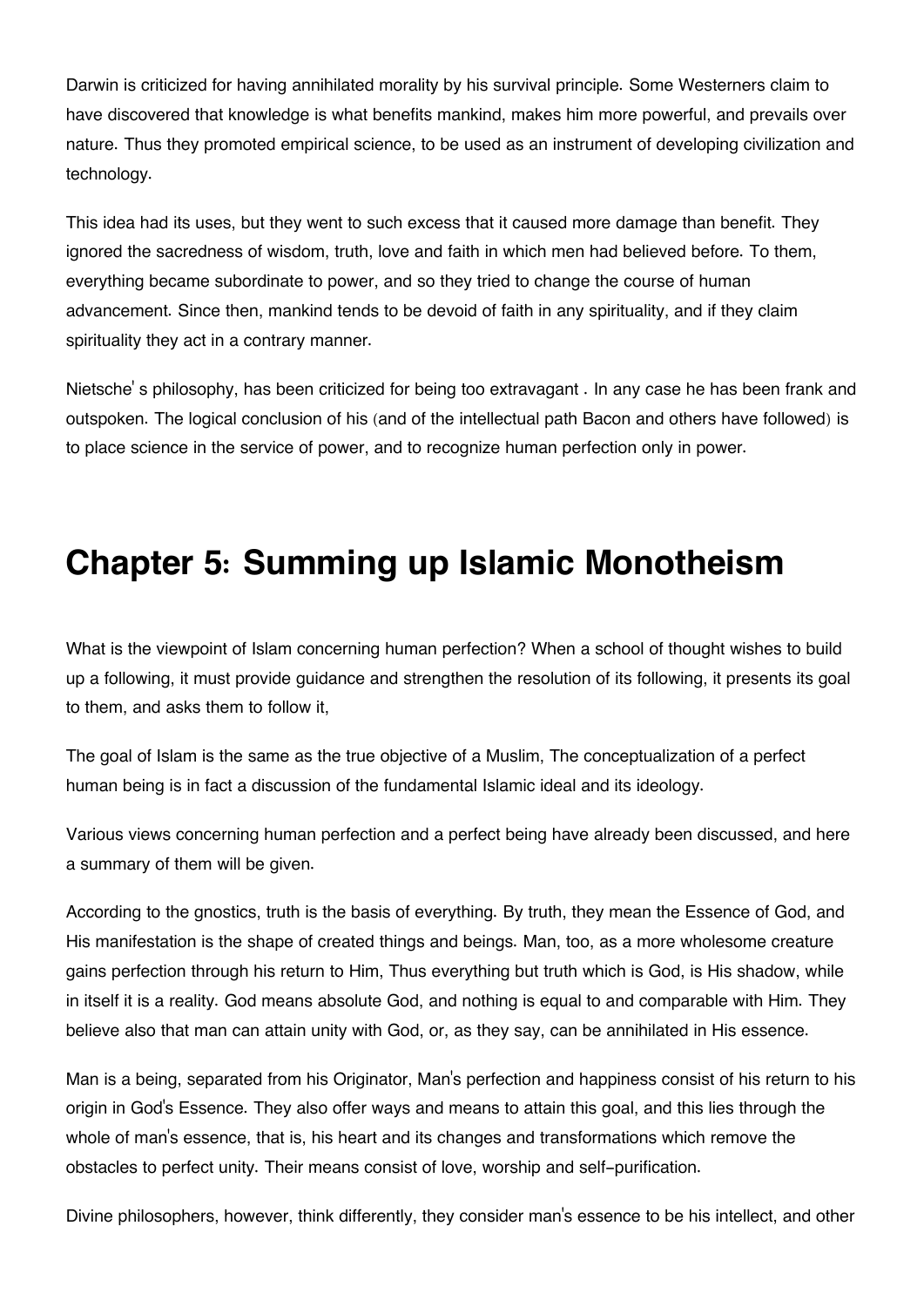Darwin is criticized for having annihilated morality by his survival principle. Some Westerners claim to have discovered that knowledge is what benefits mankind, makes him more powerful, and prevails over nature. Thus they promoted empirical science, to be used as an instrument of developing civilization and technology.

This idea had its uses, but they went to such excess that it caused more damage than benefit. They ignored the sacredness of wisdom, truth, love and faith in which men had believed before. To them, everything became subordinate to power, and so they tried to change the course of human advancement. Since then, mankind tends to be devoid of faith in any spirituality, and if they claim spirituality they act in a contrary manner.

Nietsche' s philosophy, has been criticized for being too extravagant . In any case he has been frank and outspoken. The logical conclusion of his (and of the intellectual path Bacon and others have followed) is to place science in the service of power, and to recognize human perfection only in power.

# Chapter 5: Summing up Islamic Monotheism

What is the viewpoint of Islam concerning human perfection? When a school of thought wishes to build up a following, it must provide guidance and strengthen the resolution of its following, it presents its goal to them, and asks them to follow it,

The goal of Islam is the same as the true objective of a Muslim, The conceptualization of a perfect human being is in fact a discussion of the fundamental Islamic ideal and its ideology.

Various views concerning human perfection and a perfect being have already been discussed, and here a summary of them will be given.

According to the gnostics, truth is the basis of everything. By truth, they mean the Essence of God, and His manifestation is the shape of created things and beings. Man, too, as a more wholesome creature gains perfection through his return to Him, Thus everything but truth which is God, is His shadow, while in itself it is a reality. God means absolute God, and nothing is equal to and comparable with Him. They believe also that man can attain unity with God, or, as they say, can be annihilated in His essence.

Man is a being, separated from his Originator, Man's perfection and happiness consist of his return to his origin in God's Essence. They also offer ways and means to attain this goal, and this lies through the whole of man's essence, that is, his heart and its changes and transformations which remove the obstacles to perfect unity. Their means consist of love, worship and self-purification.

Divine philosophers, however, think differently, they consider man's essence to be his intellect, and other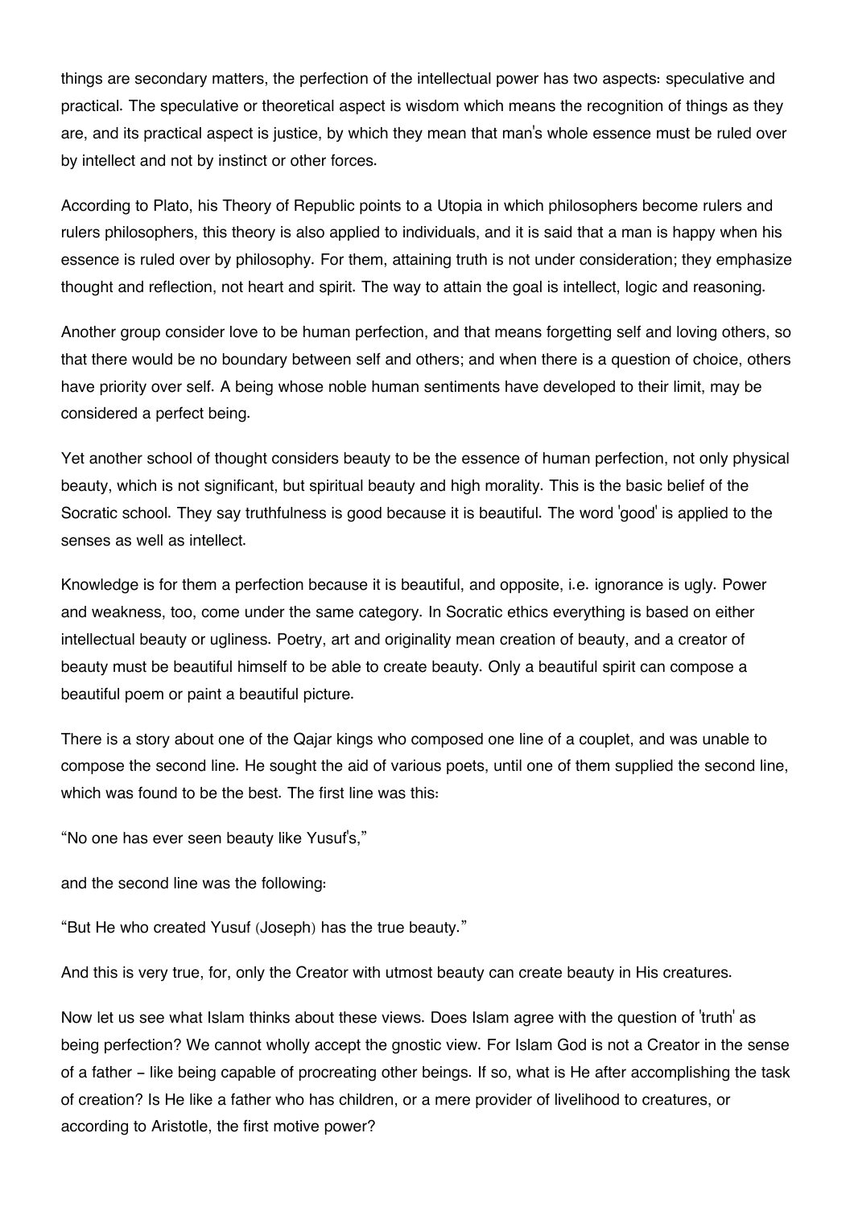things are secondary matters, the perfection of the intellectual power has two aspects: speculative and practical. The speculative or theoretical aspect is wisdom which means the recognition of things as they are, and its practical aspect is justice, by which they mean that man's whole essence must be ruled over by intellect and not by instinct or other forces.

According to Plato, his Theory of Republic points to a Utopia in which philosophers become rulers and rulers philosophers, this theory is also applied to individuals, and it is said that a man is happy when his essence is ruled over by philosophy. For them, attaining truth is not under consideration; they emphasize thought and reflection, not heart and spirit. The way to attain the goal is intellect, logic and reasoning.

Another group consider love to be human perfection, and that means forgetting self and loving others, so that there would be no boundary between self and others; and when there is a question of choice, others have priority over self. A being whose noble human sentiments have developed to their limit, may be considered a perfect being.

Yet another school of thought considers beauty to be the essence of human perfection, not only physical beauty, which is not significant, but spiritual beauty and high morality. This is the basic belief of the Socratic school. They say truthfulness is good because it is beautiful. The word 'good' is applied to the senses as well as intellect.

Knowledge is for them a perfection because it is beautiful, and opposite, i.e. ignorance is ugly. Power and weakness, too, come under the same category. In Socratic ethics everything is based on either intellectual beauty or ugliness. Poetry, art and originality mean creation of beauty, and a creator of beauty must be beautiful himself to be able to create beauty. Only a beautiful spirit can compose a beautiful poem or paint a beautiful picture.

There is a story about one of the Qajar kings who composed one line of a couplet, and was unable to compose the second line. He sought the aid of various poets, until one of them supplied the second line, which was found to be the best. The first line was this:

"No one has ever seen beauty like Yusuf's,"

and the second line was the following:

"But He who created Yusuf (Joseph) has the true beauty."

And this is very true, for, only the Creator with utmost beauty can create beauty in His creatures.

Now let us see what Islam thinks about these views. Does Islam agree with the question of 'truth' as being perfection? We cannot wholly accept the gnostic view. For Islam God is not a Creator in the sense of a father - like being capable of procreating other beings. If so, what is He after accomplishing the task of creation? Is He like a father who has children, or a mere provider of livelihood to creatures, or according to Aristotle, the first motive power?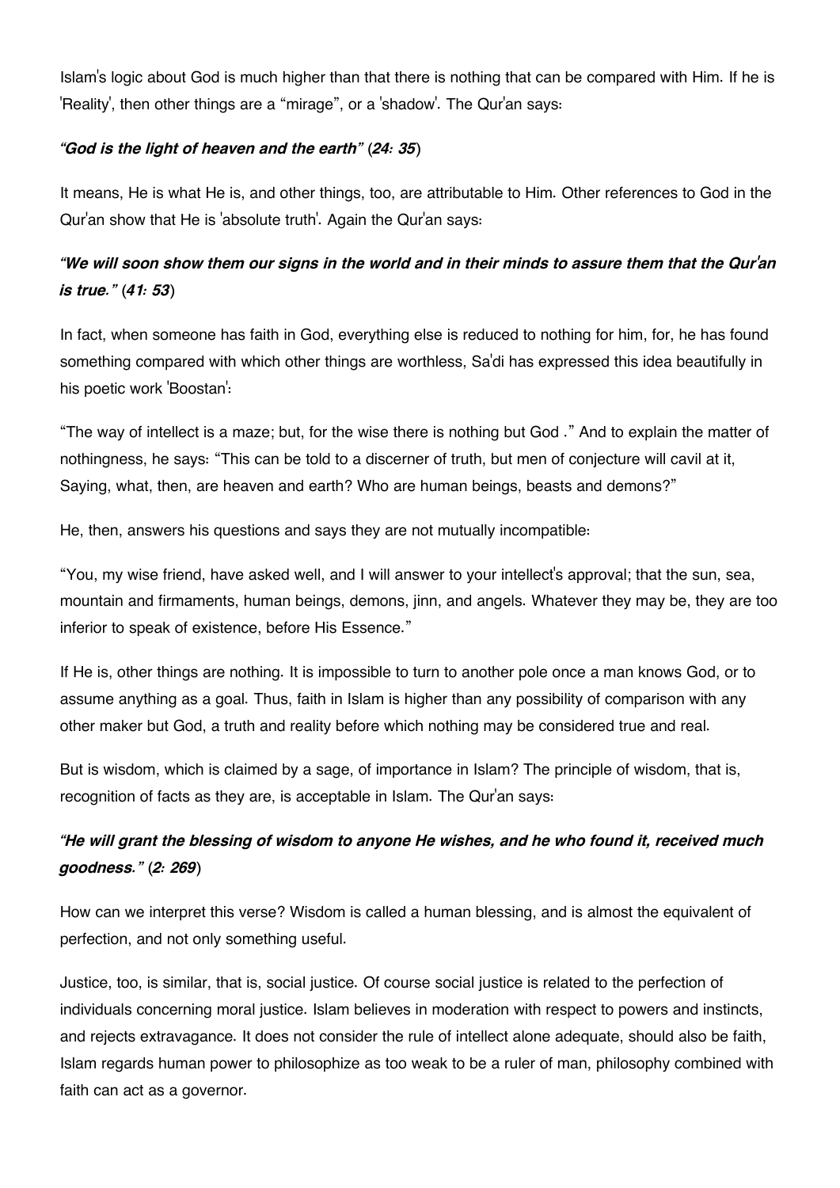Islam's logic about God is much higher than that there is nothing that can be compared with Him. If he is 'Reality', then other things are a "mirage", or a 'shadow'. The Qur'an says:

***"God is the light of heaven and the earth"* (*24: 35*)**

It means, He is what He is, and other things, too, are attributable to Him. Other references to God in the Qur'an show that He is 'absolute truth'. Again the Qur'an says:

***"We will soon show them our signs in the world and in their minds to assure them that the Qur'an is true."* (*41: 53*)**

In fact, when someone has faith in God, everything else is reduced to nothing for him, for, he has found something compared with which other things are worthless, Sa'di has expressed this idea beautifully in his poetic work 'Boostan':

"The way of intellect is a maze; but, for the wise there is nothing but God ." And to explain the matter of nothingness, he says: "This can be told to a discerner of truth, but men of conjecture will cavil at it, Saying, what, then, are heaven and earth? Who are human beings, beasts and demons?"

He, then, answers his questions and says they are not mutually incompatible:

"You, my wise friend, have asked well, and I will answer to your intellect's approval; that the sun, sea, mountain and firmaments, human beings, demons, jinn, and angels. Whatever they may be, they are too inferior to speak of existence, before His Essence."

If He is, other things are nothing. It is impossible to turn to another pole once a man knows God, or to assume anything as a goal. Thus, faith in Islam is higher than any possibility of comparison with any other maker but God, a truth and reality before which nothing may be considered true and real.

But is wisdom, which is claimed by a sage, of importance in Islam? The principle of wisdom, that is, recognition of facts as they are, is acceptable in Islam. The Qur'an says:

***"He will grant the blessing of wisdom to anyone He wishes, and he who found it, received much goodness."* (*2: 269*)**

How can we interpret this verse? Wisdom is called a human blessing, and is almost the equivalent of perfection, and not only something useful.

Justice, too, is similar, that is, social justice. Of course social justice is related to the perfection of individuals concerning moral justice. Islam believes in moderation with respect to powers and instincts, and rejects extravagance. It does not consider the rule of intellect alone adequate, should also be faith, Islam regards human power to philosophize as too weak to be a ruler of man, philosophy combined with faith can act as a governor.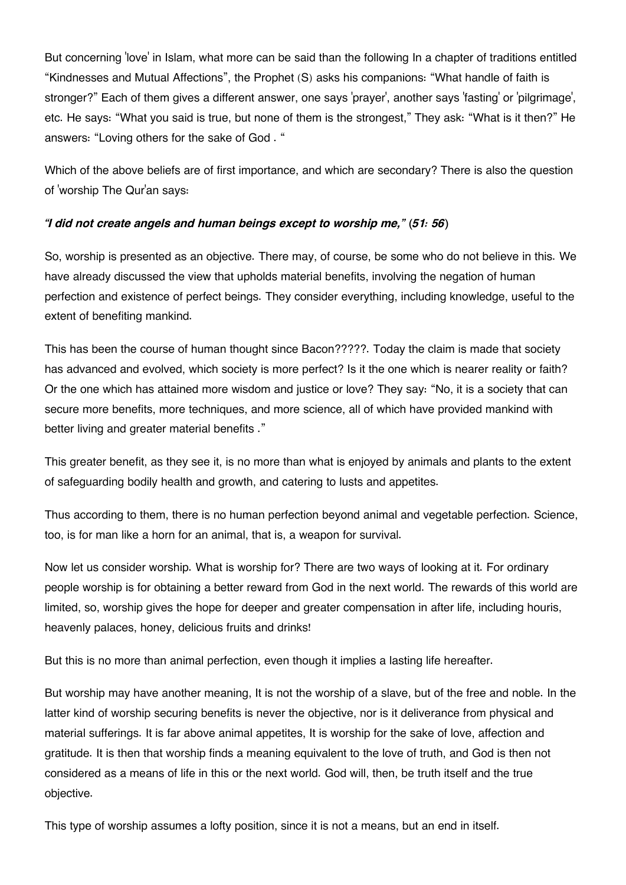But concerning 'love' in Islam, what more can be said than the following In a chapter of traditions entitled "Kindnesses and Mutual Affections", the Prophet (S) asks his companions: "What handle of faith is stronger?" Each of them gives a different answer, one says 'prayer', another says 'fasting' or 'pilgrimage', etc. He says: "What you said is true, but none of them is the strongest," They ask: "What is it then?" He answers: "Loving others for the sake of God . "

Which of the above beliefs are of first importance, and which are secondary? There is also the question of 'worship The Qur'an says:

***"I did not create angels and human beings except to worship me," (51: 56)***

So, worship is presented as an objective. There may, of course, be some who do not believe in this. We have already discussed the view that upholds material benefits, involving the negation of human perfection and existence of perfect beings. They consider everything, including knowledge, useful to the extent of benefiting mankind.

This has been the course of human thought since Bacon?????. Today the claim is made that society has advanced and evolved, which society is more perfect? Is it the one which is nearer reality or faith? Or the one which has attained more wisdom and justice or love? They say: "No, it is a society that can secure more benefits, more techniques, and more science, all of which have provided mankind with better living and greater material benefits ."

This greater benefit, as they see it, is no more than what is enjoyed by animals and plants to the extent of safeguarding bodily health and growth, and catering to lusts and appetites.

Thus according to them, there is no human perfection beyond animal and vegetable perfection. Science, too, is for man like a horn for an animal, that is, a weapon for survival.

Now let us consider worship. What is worship for? There are two ways of looking at it. For ordinary people worship is for obtaining a better reward from God in the next world. The rewards of this world are limited, so, worship gives the hope for deeper and greater compensation in after life, including houris, heavenly palaces, honey, delicious fruits and drinks!

But this is no more than animal perfection, even though it implies a lasting life hereafter.

But worship may have another meaning, It is not the worship of a slave, but of the free and noble. In the latter kind of worship securing benefits is never the objective, nor is it deliverance from physical and material sufferings. It is far above animal appetites, It is worship for the sake of love, affection and gratitude. It is then that worship finds a meaning equivalent to the love of truth, and God is then not considered as a means of life in this or the next world. God will, then, be truth itself and the true objective.

This type of worship assumes a lofty position, since it is not a means, but an end in itself.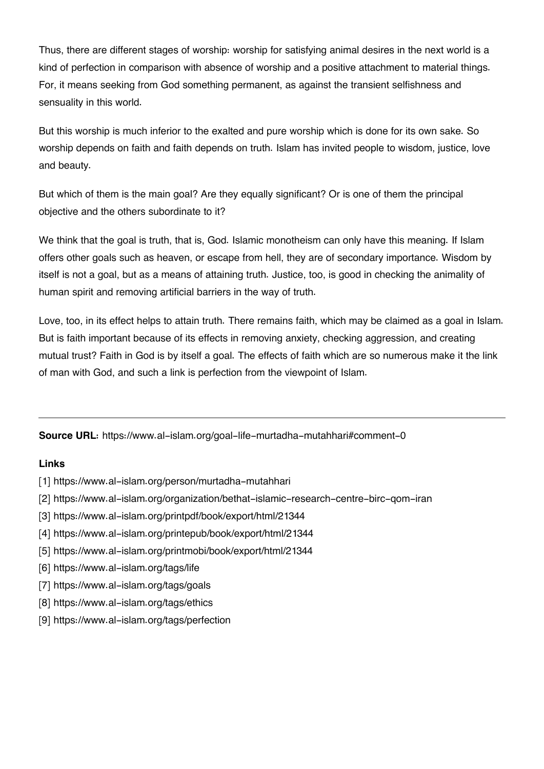Thus, there are different stages of worship: worship for satisfying animal desires in the next world is a kind of perfection in comparison with absence of worship and a positive attachment to material things. For, it means seeking from God something permanent, as against the transient selfishness and sensuality in this world.

But this worship is much inferior to the exalted and pure worship which is done for its own sake. So worship depends on faith and faith depends on truth. Islam has invited people to wisdom, justice, love and beauty.

But which of them is the main goal? Are they equally significant? Or is one of them the principal objective and the others subordinate to it?

We think that the goal is truth, that is, God. Islamic monotheism can only have this meaning. If Islam offers other goals such as heaven, or escape from hell, they are of secondary importance. Wisdom by itself is not a goal, but as a means of attaining truth. Justice, too, is good in checking the animality of human spirit and removing artificial barriers in the way of truth.

Love, too, in its effect helps to attain truth. There remains faith, which may be claimed as a goal in Islam. But is faith important because of its effects in removing anxiety, checking aggression, and creating mutual trust? Faith in God is by itself a goal. The effects of faith which are so numerous make it the link of man with God, and such a link is perfection from the viewpoint of Islam.

---

**Source URL:** https://www.al-islam.org/goal-life-murtadha-mutahhari#comment-0

**Links**

[1] https://www.al-islam.org/person/murtadha-mutahhari
[2] https://www.al-islam.org/organization/bethat-islamic-research-centre-birc-qom-iran
[3] https://www.al-islam.org/printpdf/book/export/html/21344
[4] https://www.al-islam.org/printepub/book/export/html/21344
[5] https://www.al-islam.org/printmobi/book/export/html/21344
[6] https://www.al-islam.org/tags/life
[7] https://www.al-islam.org/tags/goals
[8] https://www.al-islam.org/tags/ethics
[9] https://www.al-islam.org/tags/perfection